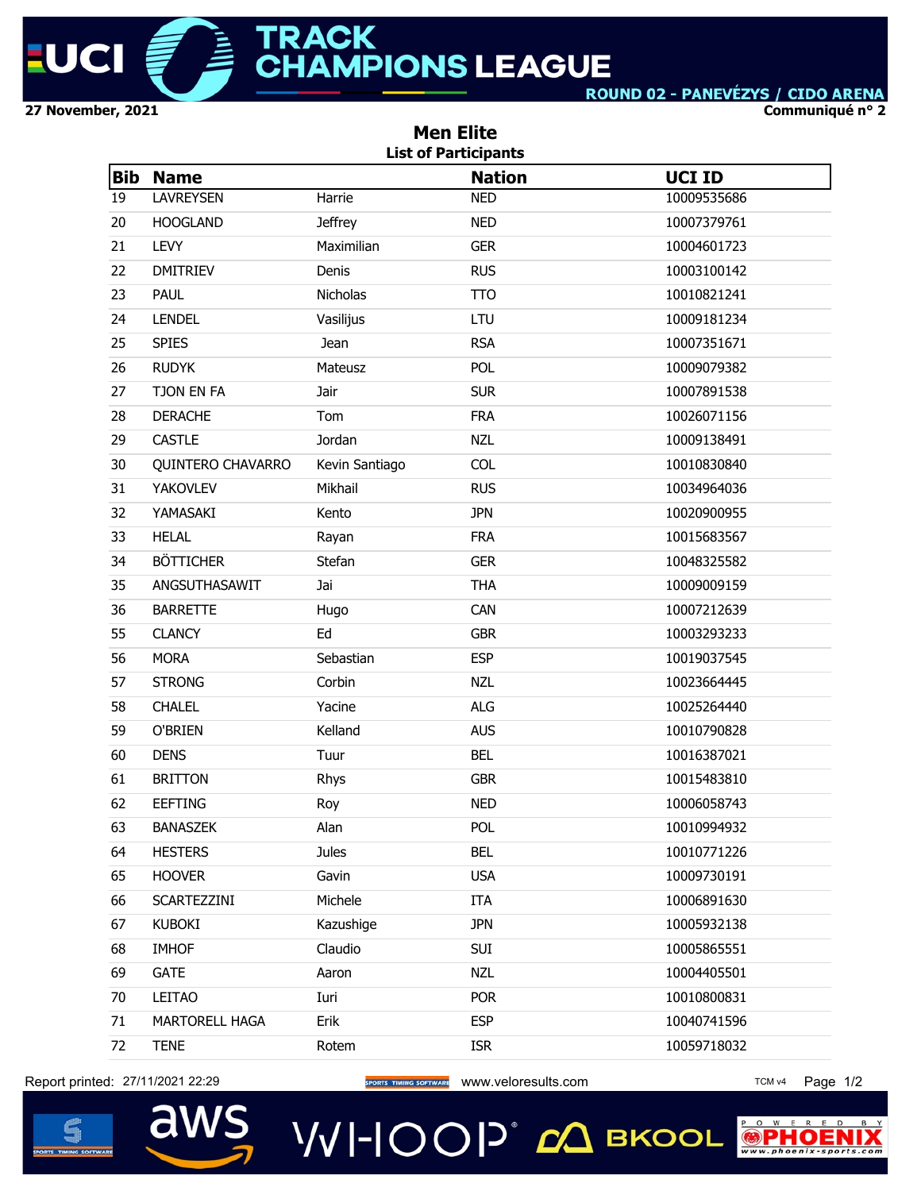# UCI TRACK CHAMPIONS LEAGUE

ROUND 02 - PANEVĖŽYS / CIDO ARENA

27 November, 2021

Communiqué n° 2

## Men Elite

### List of Participants

| Bib | Name | | Nation | UCI ID |
|---|---|---|---|---|
| 19 | LAVREYSEN | Harrie | NED | 10009535686 |
| 20 | HOOGLAND | Jeffrey | NED | 10007379761 |
| 21 | LEVY | Maximilian | GER | 10004601723 |
| 22 | DMITRIEV | Denis | RUS | 10003100142 |
| 23 | PAUL | Nicholas | TTO | 10010821241 |
| 24 | LENDEL | Vasilijus | LTU | 10009181234 |
| 25 | SPIES | Jean | RSA | 10007351671 |
| 26 | RUDYK | Mateusz | POL | 10009079382 |
| 27 | TJON EN FA | Jair | SUR | 10007891538 |
| 28 | DERACHE | Tom | FRA | 10026071156 |
| 29 | CASTLE | Jordan | NZL | 10009138491 |
| 30 | QUINTERO CHAVARRO | Kevin Santiago | COL | 10010830840 |
| 31 | YAKOVLEV | Mikhail | RUS | 10034964036 |
| 32 | YAMASAKI | Kento | JPN | 10020900955 |
| 33 | HELAL | Rayan | FRA | 10015683567 |
| 34 | BÖTTICHER | Stefan | GER | 10048325582 |
| 35 | ANGSUTHASAWIT | Jai | THA | 10009009159 |
| 36 | BARRETTE | Hugo | CAN | 10007212639 |
| 55 | CLANCY | Ed | GBR | 10003293233 |
| 56 | MORA | Sebastian | ESP | 10019037545 |
| 57 | STRONG | Corbin | NZL | 10023664445 |
| 58 | CHALEL | Yacine | ALG | 10025264440 |
| 59 | O'BRIEN | Kelland | AUS | 10010790828 |
| 60 | DENS | Tuur | BEL | 10016387021 |
| 61 | BRITTON | Rhys | GBR | 10015483810 |
| 62 | EEFTING | Roy | NED | 10006058743 |
| 63 | BANASZEK | Alan | POL | 10010994932 |
| 64 | HESTERS | Jules | BEL | 10010771226 |
| 65 | HOOVER | Gavin | USA | 10009730191 |
| 66 | SCARTEZZINI | Michele | ITA | 10006891630 |
| 67 | KUBOKI | Kazushige | JPN | 10005932138 |
| 68 | IMHOF | Claudio | SUI | 10005865551 |
| 69 | GATE | Aaron | NZL | 10004405501 |
| 70 | LEITAO | Iuri | POR | 10010800831 |
| 71 | MARTORELL HAGA | Erik | ESP | 10040741596 |
| 72 | TENE | Rotem | ISR | 10059718032 |

Report printed: 27/11/2021 22:29 www.veloresults.com TCM v4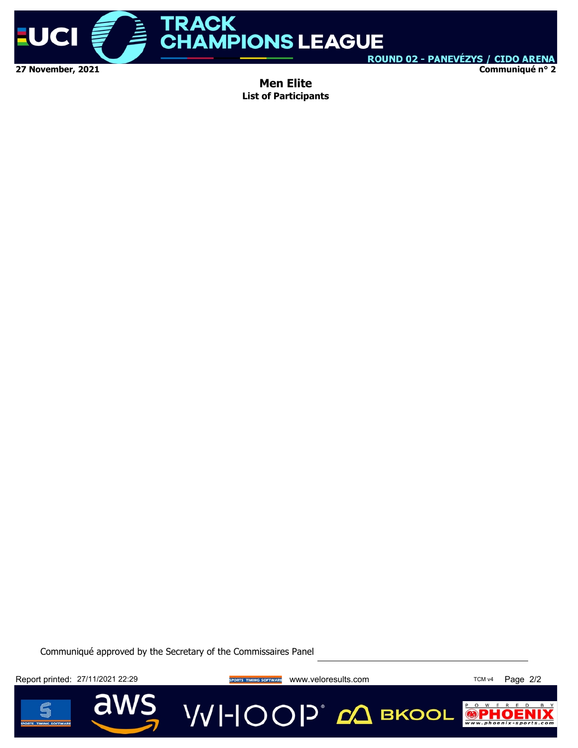## Men Elite
### List of Participants

Communiqué approved by the Secretary of the Commissaires Panel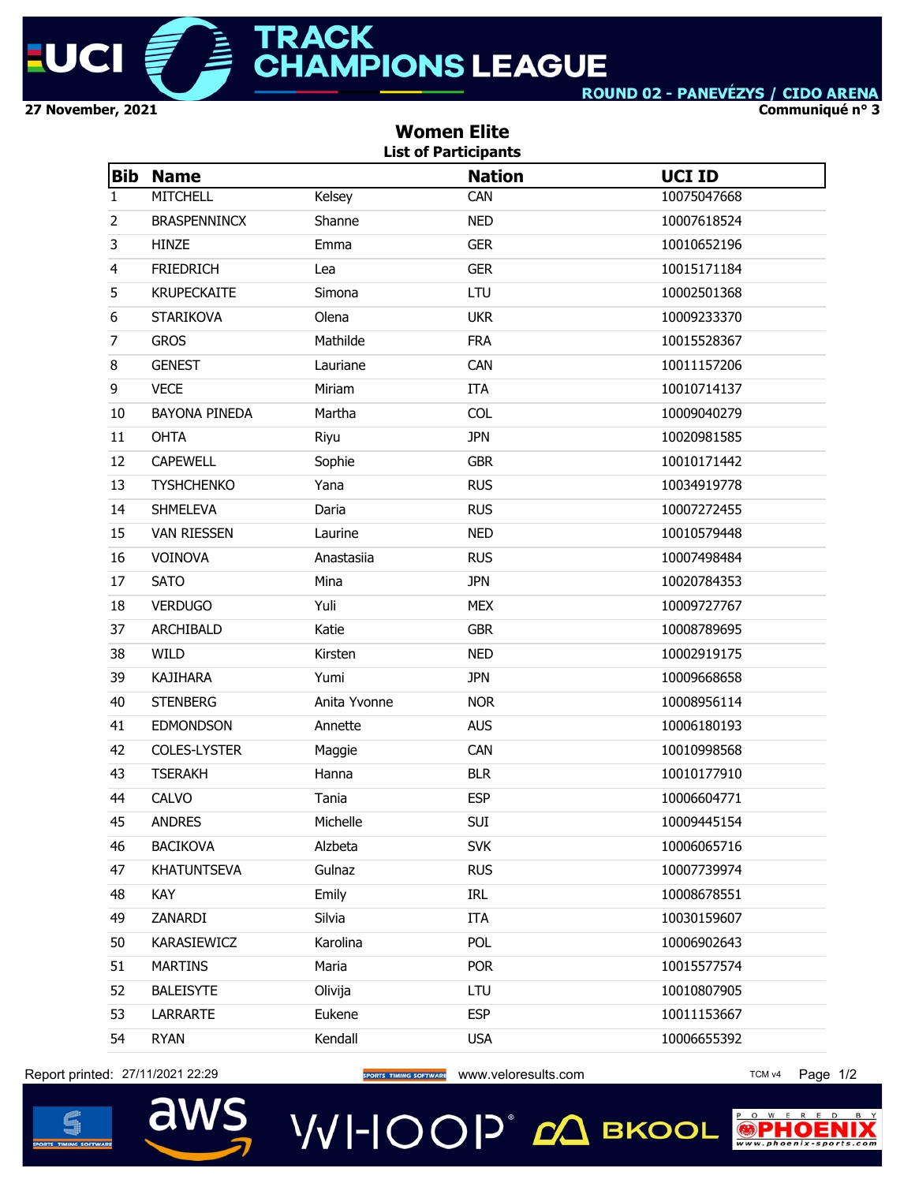# UCI TRACK CHAMPIONS LEAGUE

ROUND 02 - PANEVĖZYS / CIDO ARENA

27 November, 2021

Communiqué n° 3

## Women Elite

### List of Participants

| Bib | Name | | Nation | UCI ID |
|---|---|---|---|---|
| 1 | MITCHELL | Kelsey | CAN | 10075047668 |
| 2 | BRASPENNINCX | Shanne | NED | 10007618524 |
| 3 | HINZE | Emma | GER | 10010652196 |
| 4 | FRIEDRICH | Lea | GER | 10015171184 |
| 5 | KRUPECKAITE | Simona | LTU | 10002501368 |
| 6 | STARIKOVA | Olena | UKR | 10009233370 |
| 7 | GROS | Mathilde | FRA | 10015528367 |
| 8 | GENEST | Lauriane | CAN | 10011157206 |
| 9 | VECE | Miriam | ITA | 10010714137 |
| 10 | BAYONA PINEDA | Martha | COL | 10009040279 |
| 11 | OHTA | Riyu | JPN | 10020981585 |
| 12 | CAPEWELL | Sophie | GBR | 10010171442 |
| 13 | TYSHCHENKO | Yana | RUS | 10034919778 |
| 14 | SHMELEVA | Daria | RUS | 10007272455 |
| 15 | VAN RIESSEN | Laurine | NED | 10010579448 |
| 16 | VOINOVA | Anastasiia | RUS | 10007498484 |
| 17 | SATO | Mina | JPN | 10020784353 |
| 18 | VERDUGO | Yuli | MEX | 10009727767 |
| 37 | ARCHIBALD | Katie | GBR | 10008789695 |
| 38 | WILD | Kirsten | NED | 10002919175 |
| 39 | KAJIHARA | Yumi | JPN | 10009668658 |
| 40 | STENBERG | Anita Yvonne | NOR | 10008956114 |
| 41 | EDMONDSON | Annette | AUS | 10006180193 |
| 42 | COLES-LYSTER | Maggie | CAN | 10010998568 |
| 43 | TSERAKH | Hanna | BLR | 10010177910 |
| 44 | CALVO | Tania | ESP | 10006604771 |
| 45 | ANDRES | Michelle | SUI | 10009445154 |
| 46 | BACIKOVA | Alzbeta | SVK | 10006065716 |
| 47 | KHATUNTSEVA | Gulnaz | RUS | 10007739974 |
| 48 | KAY | Emily | IRL | 10008678551 |
| 49 | ZANARDI | Silvia | ITA | 10030159607 |
| 50 | KARASIEWICZ | Karolina | POL | 10006902643 |
| 51 | MARTINS | Maria | POR | 10015577574 |
| 52 | BALEISYTE | Olivija | LTU | 10010807905 |
| 53 | LARRARTE | Eukene | ESP | 10011153667 |
| 54 | RYAN | Kendall | USA | 10006655392 |

Report printed: 27/11/2021 22:29 www.veloresults.com TCM v4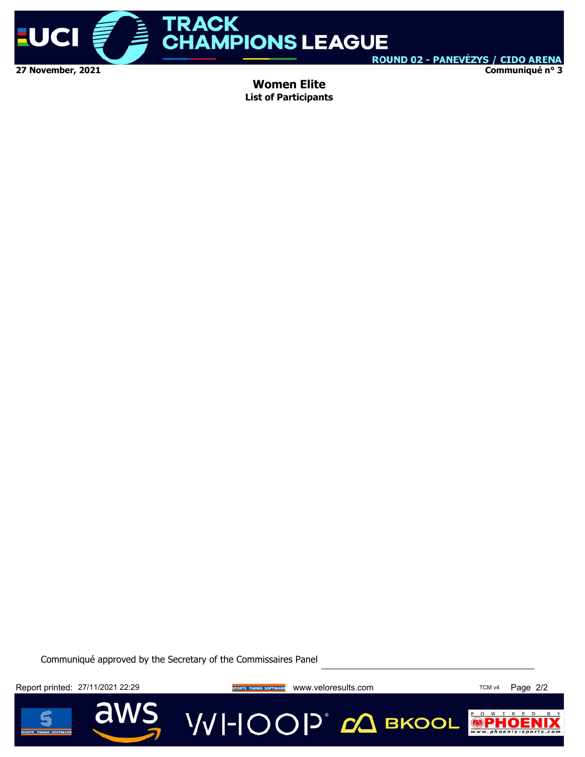**27 November, 2021**

**Communiqué n° 3**

## Women Elite

### List of Participants

Communiqué approved by the Secretary of the Commissaires Panel

Report printed: 27/11/2021 22:29 www.veloresults.com TCM v4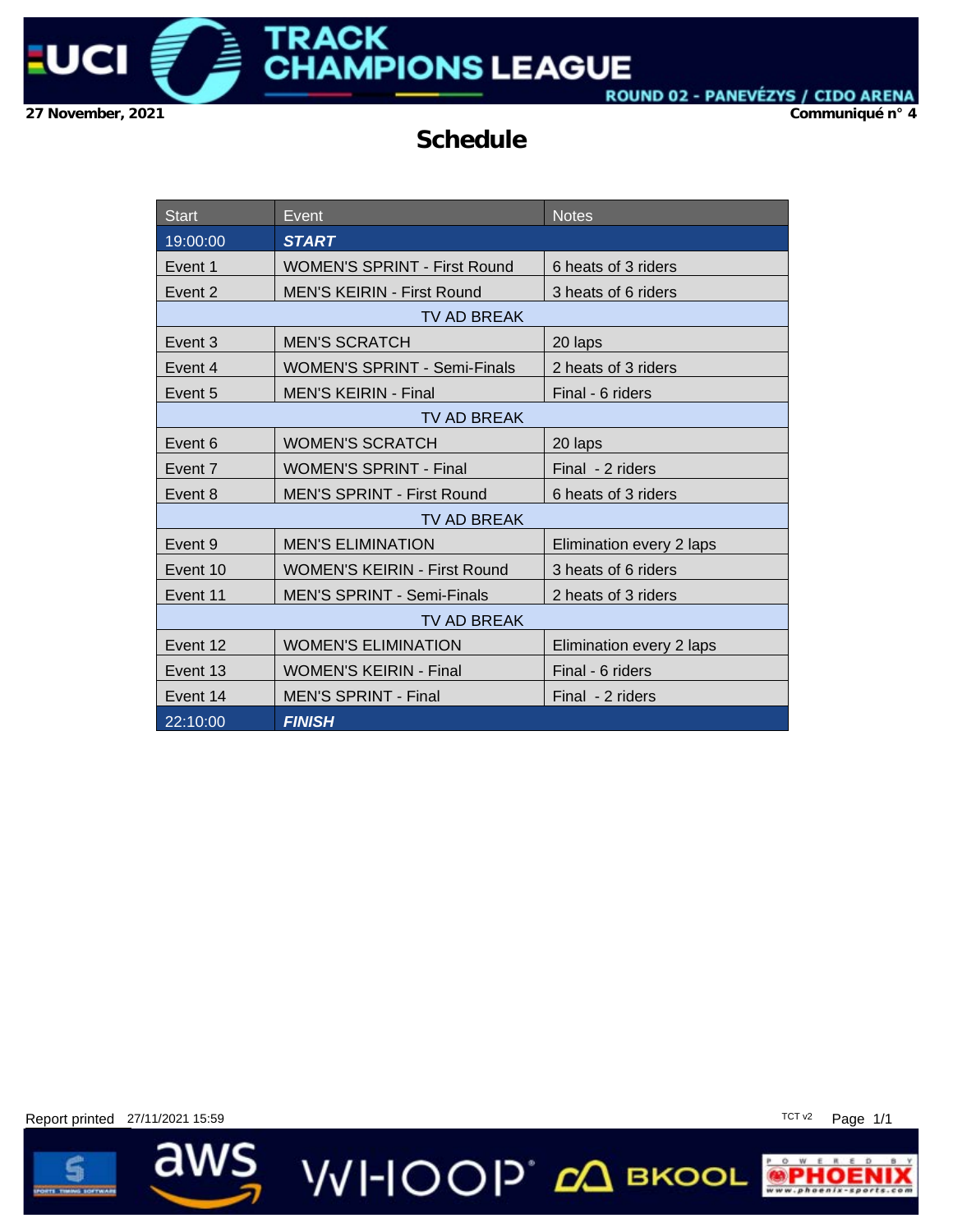27 November, 2021

Communiqué n° 4

# Schedule

| Start | Event | Notes |
|---|---|---|
| 19:00:00 | ***START*** | |
| Event 1 | WOMEN'S SPRINT - First Round | 6 heats of 3 riders |
| Event 2 | MEN'S KEIRIN - First Round | 3 heats of 6 riders |
| | TV AD BREAK | |
| Event 3 | MEN'S SCRATCH | 20 laps |
| Event 4 | WOMEN'S SPRINT - Semi-Finals | 2 heats of 3 riders |
| Event 5 | MEN'S KEIRIN - Final | Final - 6 riders |
| | TV AD BREAK | |
| Event 6 | WOMEN'S SCRATCH | 20 laps |
| Event 7 | WOMEN'S SPRINT - Final | Final - 2 riders |
| Event 8 | MEN'S SPRINT - First Round | 6 heats of 3 riders |
| | TV AD BREAK | |
| Event 9 | MEN'S ELIMINATION | Elimination every 2 laps |
| Event 10 | WOMEN'S KEIRIN - First Round | 3 heats of 6 riders |
| Event 11 | MEN'S SPRINT - Semi-Finals | 2 heats of 3 riders |
| | TV AD BREAK | |
| Event 12 | WOMEN'S ELIMINATION | Elimination every 2 laps |
| Event 13 | WOMEN'S KEIRIN - Final | Final - 6 riders |
| Event 14 | MEN'S SPRINT - Final | Final - 2 riders |
| 22:10:00 | ***FINISH*** | |

Report printed 27/11/2021 15:59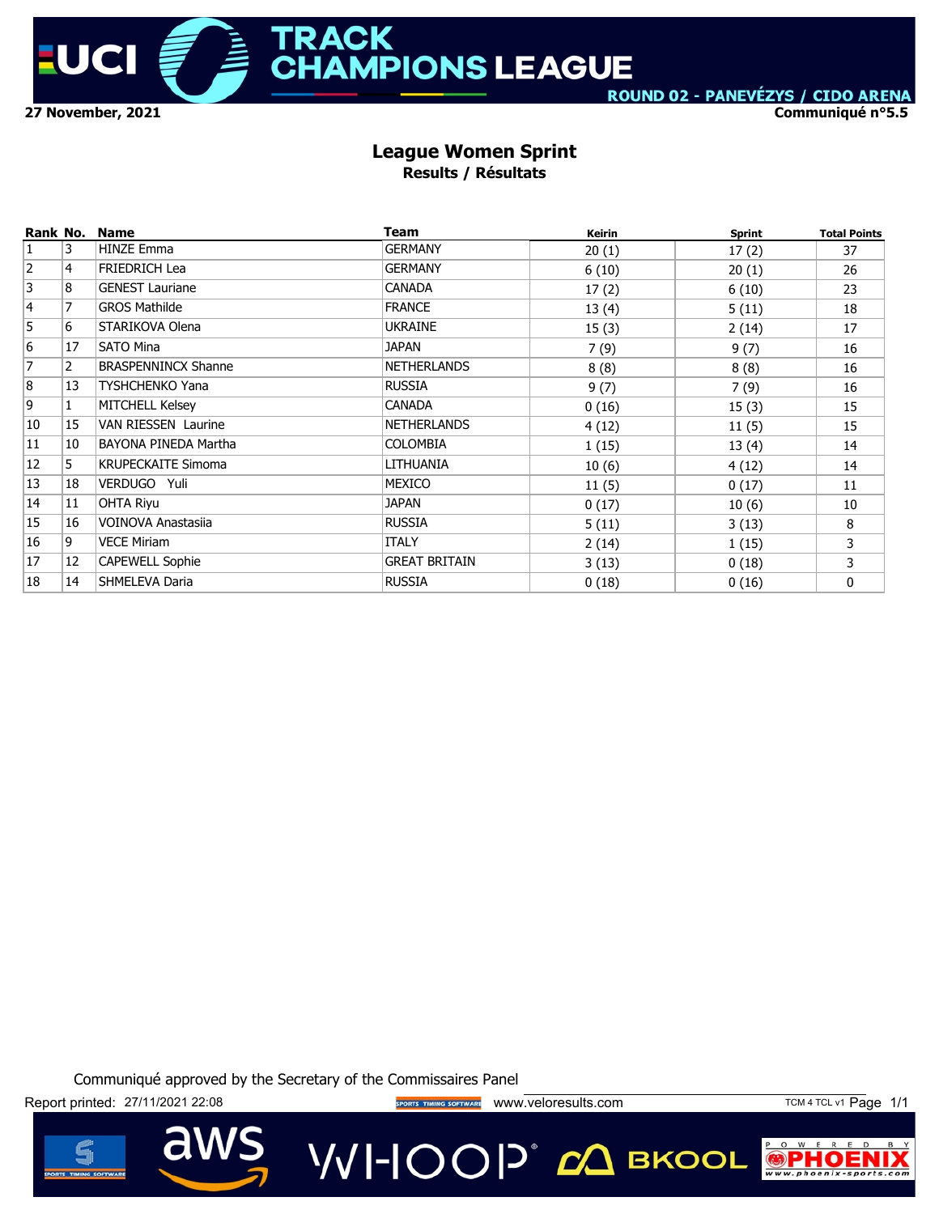TRACK CHAMPIONS LEAGUE

ROUND 02 - PANEVÉZYS / CIDO ARENA

27 November, 2021

Communiqué n°5.5

# League Women Sprint

## Results / Résultats

| Rank | No. | Name | Team | Keirin | Sprint | Total Points |
|---|---|---|---|---|---|---|
| 1 | 3 | HINZE Emma | GERMANY | 20 (1) | 17 (2) | 37 |
| 2 | 4 | FRIEDRICH Lea | GERMANY | 6 (10) | 20 (1) | 26 |
| 3 | 8 | GENEST Lauriane | CANADA | 17 (2) | 6 (10) | 23 |
| 4 | 7 | GROS Mathilde | FRANCE | 13 (4) | 5 (11) | 18 |
| 5 | 6 | STARIKOVA Olena | UKRAINE | 15 (3) | 2 (14) | 17 |
| 6 | 17 | SATO Mina | JAPAN | 7 (9) | 9 (7) | 16 |
| 7 | 2 | BRASPENNINCX Shanne | NETHERLANDS | 8 (8) | 8 (8) | 16 |
| 8 | 13 | TYSHCHENKO Yana | RUSSIA | 9 (7) | 7 (9) | 16 |
| 9 | 1 | MITCHELL Kelsey | CANADA | 0 (16) | 15 (3) | 15 |
| 10 | 15 | VAN RIESSEN Laurine | NETHERLANDS | 4 (12) | 11 (5) | 15 |
| 11 | 10 | BAYONA PINEDA Martha | COLOMBIA | 1 (15) | 13 (4) | 14 |
| 12 | 5 | KRUPECKAITE Simoma | LITHUANIA | 10 (6) | 4 (12) | 14 |
| 13 | 18 | VERDUGO Yuli | MEXICO | 11 (5) | 0 (17) | 11 |
| 14 | 11 | OHTA Riyu | JAPAN | 0 (17) | 10 (6) | 10 |
| 15 | 16 | VOINOVA Anastasiia | RUSSIA | 5 (11) | 3 (13) | 8 |
| 16 | 9 | VECE Miriam | ITALY | 2 (14) | 1 (15) | 3 |
| 17 | 12 | CAPEWELL Sophie | GREAT BRITAIN | 3 (13) | 0 (18) | 3 |
| 18 | 14 | SHMELEVA Daria | RUSSIA | 0 (18) | 0 (16) | 0 |

Communiqué approved by the Secretary of the Commissaires Panel

Report printed: 27/11/2021 22:08 www.veloresults.com TCM 4 TCL v1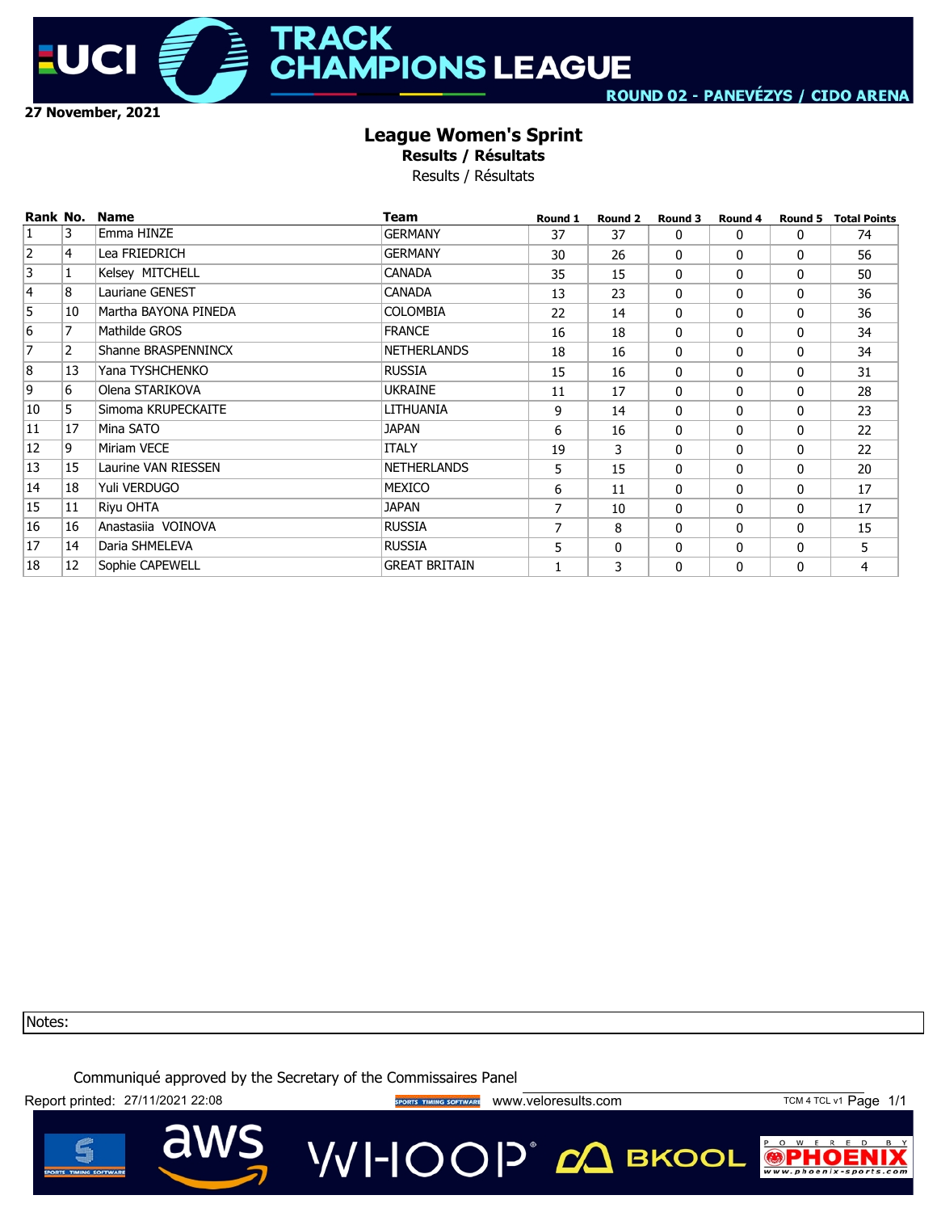27 November, 2021

ROUND 02 - PANEVÉZYS / CIDO ARENA

# League Women's Sprint

**Results / Résultats**

Results / Résultats

| Rank | No. | Name | Team | Round 1 | Round 2 | Round 3 | Round 4 | Round 5 | Total Points |
|---|---|---|---|---|---|---|---|---|---|
| 1 | 3 | Emma HINZE | GERMANY | 37 | 37 | 0 | 0 | 0 | 74 |
| 2 | 4 | Lea FRIEDRICH | GERMANY | 30 | 26 | 0 | 0 | 0 | 56 |
| 3 | 1 | Kelsey MITCHELL | CANADA | 35 | 15 | 0 | 0 | 0 | 50 |
| 4 | 8 | Lauriane GENEST | CANADA | 13 | 23 | 0 | 0 | 0 | 36 |
| 5 | 10 | Martha BAYONA PINEDA | COLOMBIA | 22 | 14 | 0 | 0 | 0 | 36 |
| 6 | 7 | Mathilde GROS | FRANCE | 16 | 18 | 0 | 0 | 0 | 34 |
| 7 | 2 | Shanne BRASPENNINCX | NETHERLANDS | 18 | 16 | 0 | 0 | 0 | 34 |
| 8 | 13 | Yana TYSHCHENKO | RUSSIA | 15 | 16 | 0 | 0 | 0 | 31 |
| 9 | 6 | Olena STARIKOVA | UKRAINE | 11 | 17 | 0 | 0 | 0 | 28 |
| 10 | 5 | Simona KRUPECKAITE | LITHUANIA | 9 | 14 | 0 | 0 | 0 | 23 |
| 11 | 17 | Mina SATO | JAPAN | 6 | 16 | 0 | 0 | 0 | 22 |
| 12 | 9 | Miriam VECE | ITALY | 19 | 3 | 0 | 0 | 0 | 22 |
| 13 | 15 | Laurine VAN RIESSEN | NETHERLANDS | 5 | 15 | 0 | 0 | 0 | 20 |
| 14 | 18 | Yuli VERDUGO | MEXICO | 6 | 11 | 0 | 0 | 0 | 17 |
| 15 | 11 | Riyu OHTA | JAPAN | 7 | 10 | 0 | 0 | 0 | 17 |
| 16 | 16 | Anastasiia VOINOVA | RUSSIA | 7 | 8 | 0 | 0 | 0 | 15 |
| 17 | 14 | Daria SHMELEVA | RUSSIA | 5 | 0 | 0 | 0 | 0 | 5 |
| 18 | 12 | Sophie CAPEWELL | GREAT BRITAIN | 1 | 3 | 0 | 0 | 0 | 4 |

Notes:

Communiqué approved by the Secretary of the Commissaires Panel

Report printed: 27/11/2021 22:08 www.veloresults.com TCM 4 TCL v1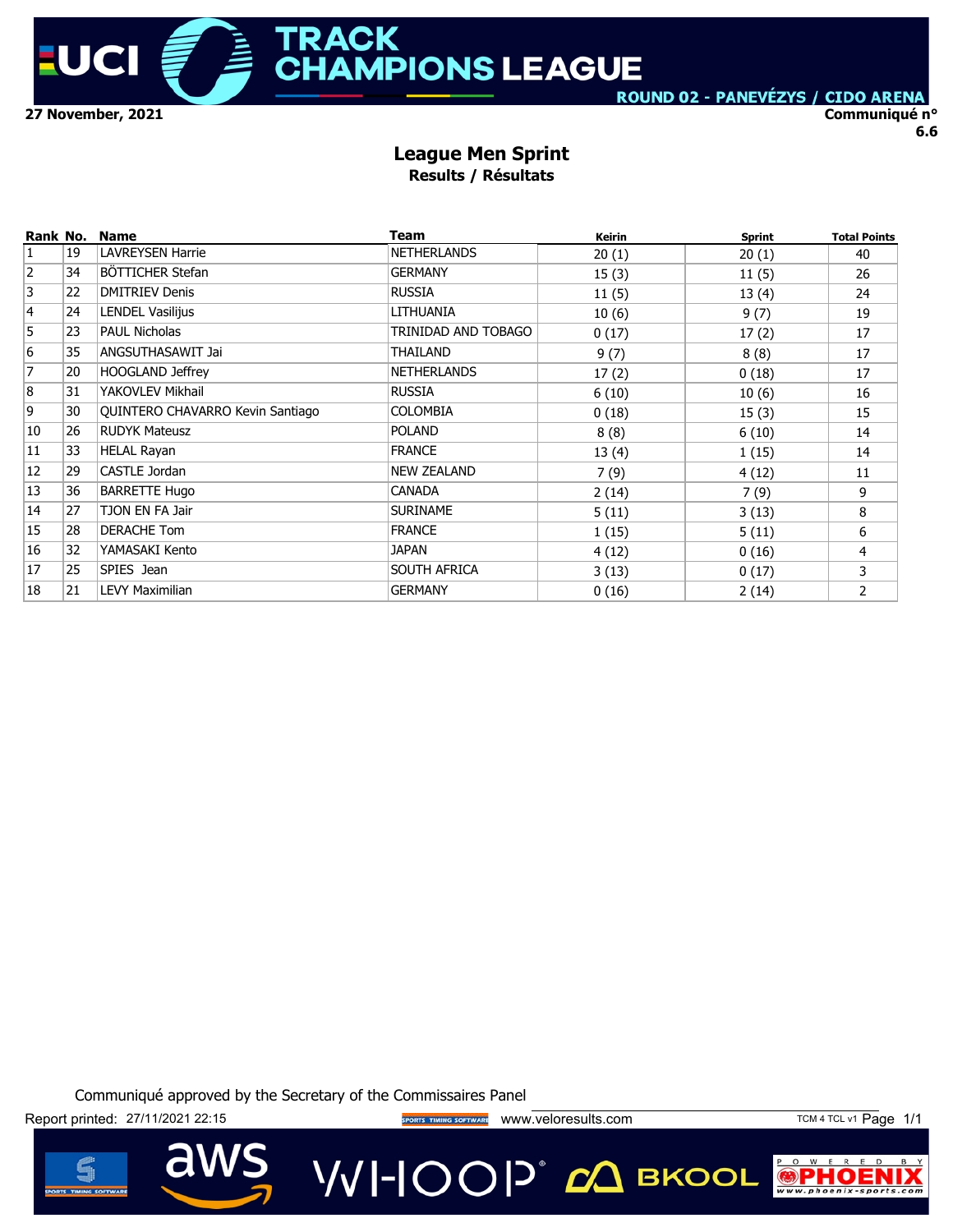27 November, 2021

Communiqué n° 6.6

## League Men Sprint

### Results / Résultats

| Rank | No. | Name | Team | Keirin | Sprint | Total Points |
|---|---|---|---|---|---|---|
| 1 | 19 | LAVREYSEN Harrie | NETHERLANDS | 20 (1) | 20 (1) | 40 |
| 2 | 34 | BÖTTICHER Stefan | GERMANY | 15 (3) | 11 (5) | 26 |
| 3 | 22 | DMITRIEV Denis | RUSSIA | 11 (5) | 13 (4) | 24 |
| 4 | 24 | LENDEL Vasilijus | LITHUANIA | 10 (6) | 9 (7) | 19 |
| 5 | 23 | PAUL Nicholas | TRINIDAD AND TOBAGO | 0 (17) | 17 (2) | 17 |
| 6 | 35 | ANGSUTHASAWIT Jai | THAILAND | 9 (7) | 8 (8) | 17 |
| 7 | 20 | HOOGLAND Jeffrey | NETHERLANDS | 17 (2) | 0 (18) | 17 |
| 8 | 31 | YAKOVLEV Mikhail | RUSSIA | 6 (10) | 10 (6) | 16 |
| 9 | 30 | QUINTERO CHAVARRO Kevin Santiago | COLOMBIA | 0 (18) | 15 (3) | 15 |
| 10 | 26 | RUDYK Mateusz | POLAND | 8 (8) | 6 (10) | 14 |
| 11 | 33 | HELAL Rayan | FRANCE | 13 (4) | 1 (15) | 14 |
| 12 | 29 | CASTLE Jordan | NEW ZEALAND | 7 (9) | 4 (12) | 11 |
| 13 | 36 | BARRETTE Hugo | CANADA | 2 (14) | 7 (9) | 9 |
| 14 | 27 | TJON EN FA Jair | SURINAME | 5 (11) | 3 (13) | 8 |
| 15 | 28 | DERACHE Tom | FRANCE | 1 (15) | 5 (11) | 6 |
| 16 | 32 | YAMASAKI Kento | JAPAN | 4 (12) | 0 (16) | 4 |
| 17 | 25 | SPIES Jean | SOUTH AFRICA | 3 (13) | 0 (17) | 3 |
| 18 | 21 | LEVY Maximilian | GERMANY | 0 (16) | 2 (14) | 2 |

Communiqué approved by the Secretary of the Commissaires Panel

Report printed: 27/11/2021 22:15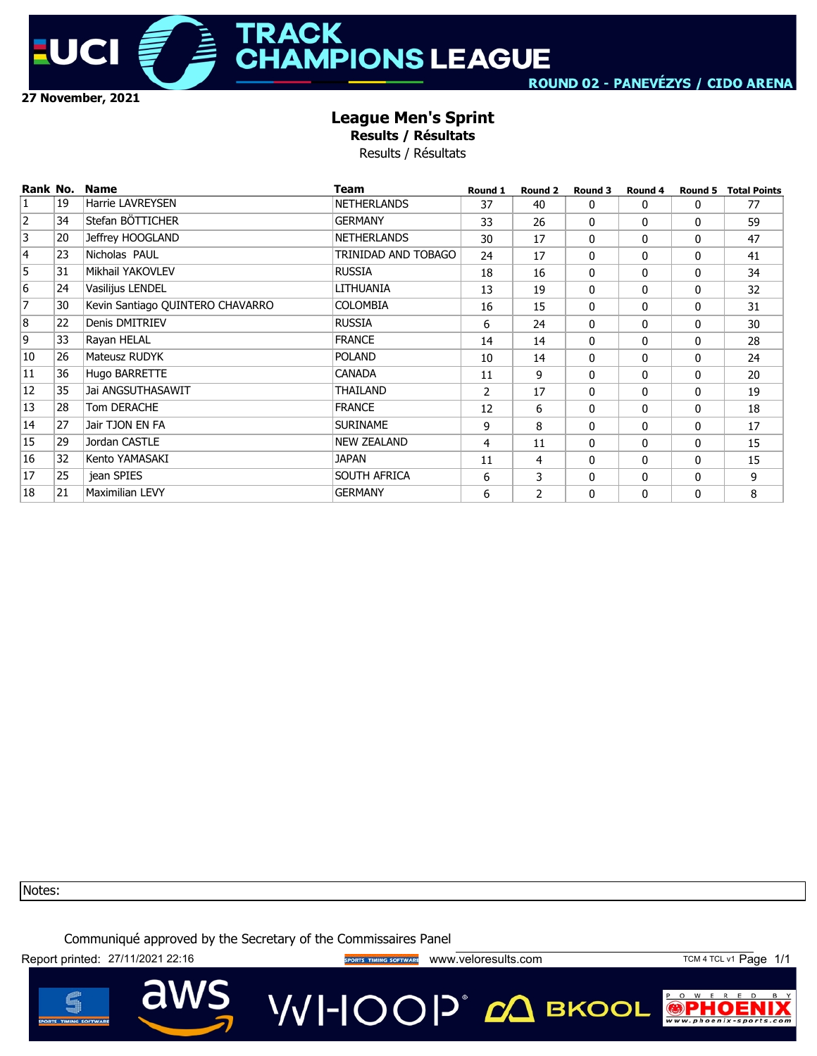UCI TRACK CHAMPIONS LEAGUE

ROUND 02 - PANEVÉZYS / CIDO ARENA

27 November, 2021

# League Men's Sprint

**Results / Résultats**

Results / Résultats

| Rank | No. | Name | Team | Round 1 | Round 2 | Round 3 | Round 4 | Round 5 | Total Points |
|---|---|---|---|---|---|---|---|---|---|
| 1 | 19 | Harrie LAVREYSEN | NETHERLANDS | 37 | 40 | 0 | 0 | 0 | 77 |
| 2 | 34 | Stefan BÖTTICHER | GERMANY | 33 | 26 | 0 | 0 | 0 | 59 |
| 3 | 20 | Jeffrey HOOGLAND | NETHERLANDS | 30 | 17 | 0 | 0 | 0 | 47 |
| 4 | 23 | Nicholas PAUL | TRINIDAD AND TOBAGO | 24 | 17 | 0 | 0 | 0 | 41 |
| 5 | 31 | Mikhail YAKOVLEV | RUSSIA | 18 | 16 | 0 | 0 | 0 | 34 |
| 6 | 24 | Vasilijus LENDEL | LITHUANIA | 13 | 19 | 0 | 0 | 0 | 32 |
| 7 | 30 | Kevin Santiago QUINTERO CHAVARRO | COLOMBIA | 16 | 15 | 0 | 0 | 0 | 31 |
| 8 | 22 | Denis DMITRIEV | RUSSIA | 6 | 24 | 0 | 0 | 0 | 30 |
| 9 | 33 | Rayan HELAL | FRANCE | 14 | 14 | 0 | 0 | 0 | 28 |
| 10 | 26 | Mateusz RUDYK | POLAND | 10 | 14 | 0 | 0 | 0 | 24 |
| 11 | 36 | Hugo BARRETTE | CANADA | 11 | 9 | 0 | 0 | 0 | 20 |
| 12 | 35 | Jai ANGSUTHASAWIT | THAILAND | 2 | 17 | 0 | 0 | 0 | 19 |
| 13 | 28 | Tom DERACHE | FRANCE | 12 | 6 | 0 | 0 | 0 | 18 |
| 14 | 27 | Jair TJON EN FA | SURINAME | 9 | 8 | 0 | 0 | 0 | 17 |
| 15 | 29 | Jordan CASTLE | NEW ZEALAND | 4 | 11 | 0 | 0 | 0 | 15 |
| 16 | 32 | Kento YAMASAKI | JAPAN | 11 | 4 | 0 | 0 | 0 | 15 |
| 17 | 25 | jean SPIES | SOUTH AFRICA | 6 | 3 | 0 | 0 | 0 | 9 |
| 18 | 21 | Maximilian LEVY | GERMANY | 6 | 2 | 0 | 0 | 0 | 8 |

Notes:

Communiqué approved by the Secretary of the Commissaires Panel

Report printed: 27/11/2021 22:16

www.veloresults.com

TCM 4 TCL v1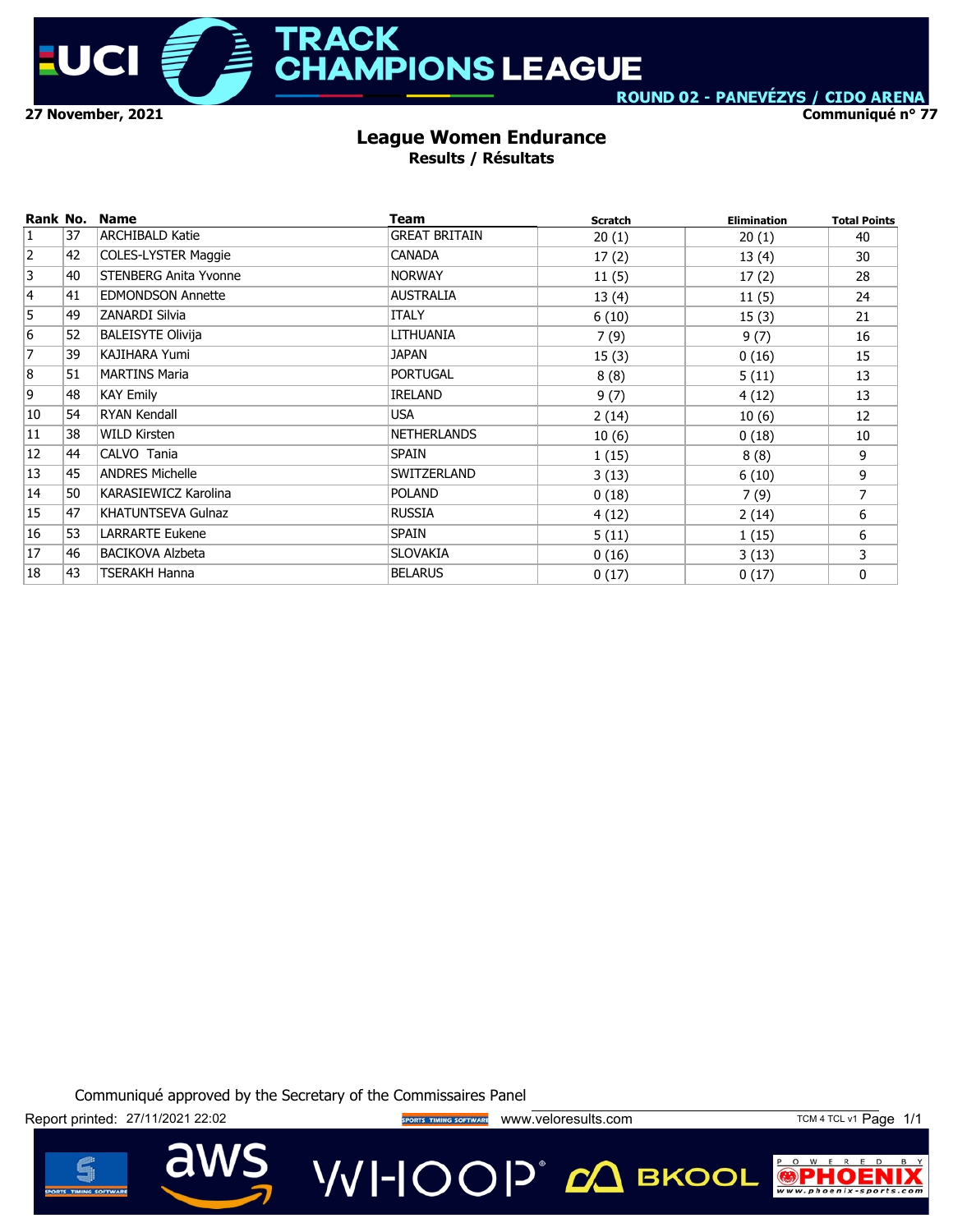27 November, 2021

Communiqué n° 77

# League Women Endurance

## Results / Résultats

| Rank | No. | Name | Team | Scratch | Elimination | Total Points |
|---|---|---|---|---|---|---|
| 1 | 37 | ARCHIBALD Katie | GREAT BRITAIN | 20 (1) | 20 (1) | 40 |
| 2 | 42 | COLES-LYSTER Maggie | CANADA | 17 (2) | 13 (4) | 30 |
| 3 | 40 | STENBERG Anita Yvonne | NORWAY | 11 (5) | 17 (2) | 28 |
| 4 | 41 | EDMONDSON Annette | AUSTRALIA | 13 (4) | 11 (5) | 24 |
| 5 | 49 | ZANARDI Silvia | ITALY | 6 (10) | 15 (3) | 21 |
| 6 | 52 | BALEISYTE Olivija | LITHUANIA | 7 (9) | 9 (7) | 16 |
| 7 | 39 | KAJIHARA Yumi | JAPAN | 15 (3) | 0 (16) | 15 |
| 8 | 51 | MARTINS Maria | PORTUGAL | 8 (8) | 5 (11) | 13 |
| 9 | 48 | KAY Emily | IRELAND | 9 (7) | 4 (12) | 13 |
| 10 | 54 | RYAN Kendall | USA | 2 (14) | 10 (6) | 12 |
| 11 | 38 | WILD Kirsten | NETHERLANDS | 10 (6) | 0 (18) | 10 |
| 12 | 44 | CALVO Tania | SPAIN | 1 (15) | 8 (8) | 9 |
| 13 | 45 | ANDRES Michelle | SWITZERLAND | 3 (13) | 6 (10) | 9 |
| 14 | 50 | KARASIEWICZ Karolina | POLAND | 0 (18) | 7 (9) | 7 |
| 15 | 47 | KHATUNTSEVA Gulnaz | RUSSIA | 4 (12) | 2 (14) | 6 |
| 16 | 53 | LARRARTE Eukene | SPAIN | 5 (11) | 1 (15) | 6 |
| 17 | 46 | BACIKOVA Alzbeta | SLOVAKIA | 0 (16) | 3 (13) | 3 |
| 18 | 43 | TSERAKH Hanna | BELARUS | 0 (17) | 0 (17) | 0 |

Communiqué approved by the Secretary of the Commissaires Panel

Report printed: 27/11/2021 22:02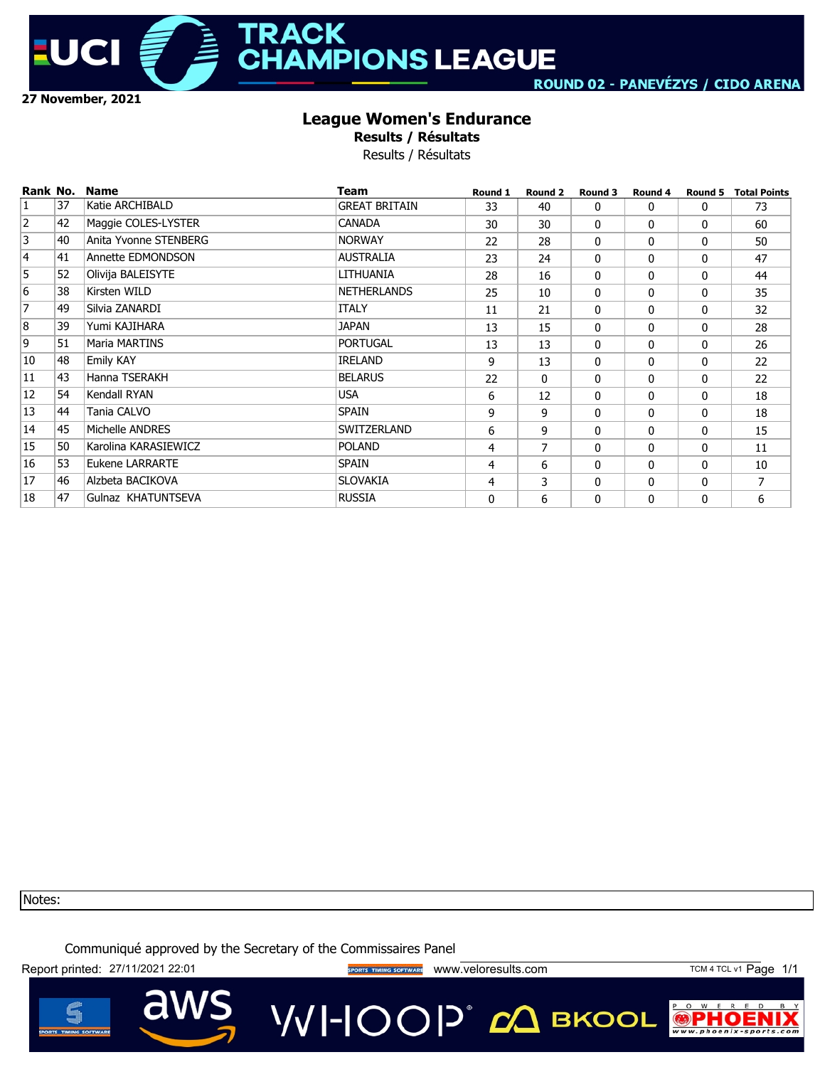27 November, 2021

ROUND 02 - PANEVĖZYS / CIDO ARENA

# League Women's Endurance

**Results / Résultats**

Results / Résultats

| Rank | No. | Name | Team | Round 1 | Round 2 | Round 3 | Round 4 | Round 5 | Total Points |
|---|---|---|---|---|---|---|---|---|---|
| 1 | 37 | Katie ARCHIBALD | GREAT BRITAIN | 33 | 40 | 0 | 0 | 0 | 73 |
| 2 | 42 | Maggie COLES-LYSTER | CANADA | 30 | 30 | 0 | 0 | 0 | 60 |
| 3 | 40 | Anita Yvonne STENBERG | NORWAY | 22 | 28 | 0 | 0 | 0 | 50 |
| 4 | 41 | Annette EDMONDSON | AUSTRALIA | 23 | 24 | 0 | 0 | 0 | 47 |
| 5 | 52 | Olivija BALEISYTE | LITHUANIA | 28 | 16 | 0 | 0 | 0 | 44 |
| 6 | 38 | Kirsten WILD | NETHERLANDS | 25 | 10 | 0 | 0 | 0 | 35 |
| 7 | 49 | Silvia ZANARDI | ITALY | 11 | 21 | 0 | 0 | 0 | 32 |
| 8 | 39 | Yumi KAJIHARA | JAPAN | 13 | 15 | 0 | 0 | 0 | 28 |
| 9 | 51 | Maria MARTINS | PORTUGAL | 13 | 13 | 0 | 0 | 0 | 26 |
| 10 | 48 | Emily KAY | IRELAND | 9 | 13 | 0 | 0 | 0 | 22 |
| 11 | 43 | Hanna TSERAKH | BELARUS | 22 | 0 | 0 | 0 | 0 | 22 |
| 12 | 54 | Kendall RYAN | USA | 6 | 12 | 0 | 0 | 0 | 18 |
| 13 | 44 | Tania CALVO | SPAIN | 9 | 9 | 0 | 0 | 0 | 18 |
| 14 | 45 | Michelle ANDRES | SWITZERLAND | 6 | 9 | 0 | 0 | 0 | 15 |
| 15 | 50 | Karolina KARASIEWICZ | POLAND | 4 | 7 | 0 | 0 | 0 | 11 |
| 16 | 53 | Eukene LARRARTE | SPAIN | 4 | 6 | 0 | 0 | 0 | 10 |
| 17 | 46 | Alzbeta BACIKOVA | SLOVAKIA | 4 | 3 | 0 | 0 | 0 | 7 |
| 18 | 47 | Gulnaz KHATUNTSEVA | RUSSIA | 0 | 6 | 0 | 0 | 0 | 6 |

Notes:

Communiqué approved by the Secretary of the Commissaires Panel

Report printed: 27/11/2021 22:01

www.veloresults.com

TCM 4 TCL v1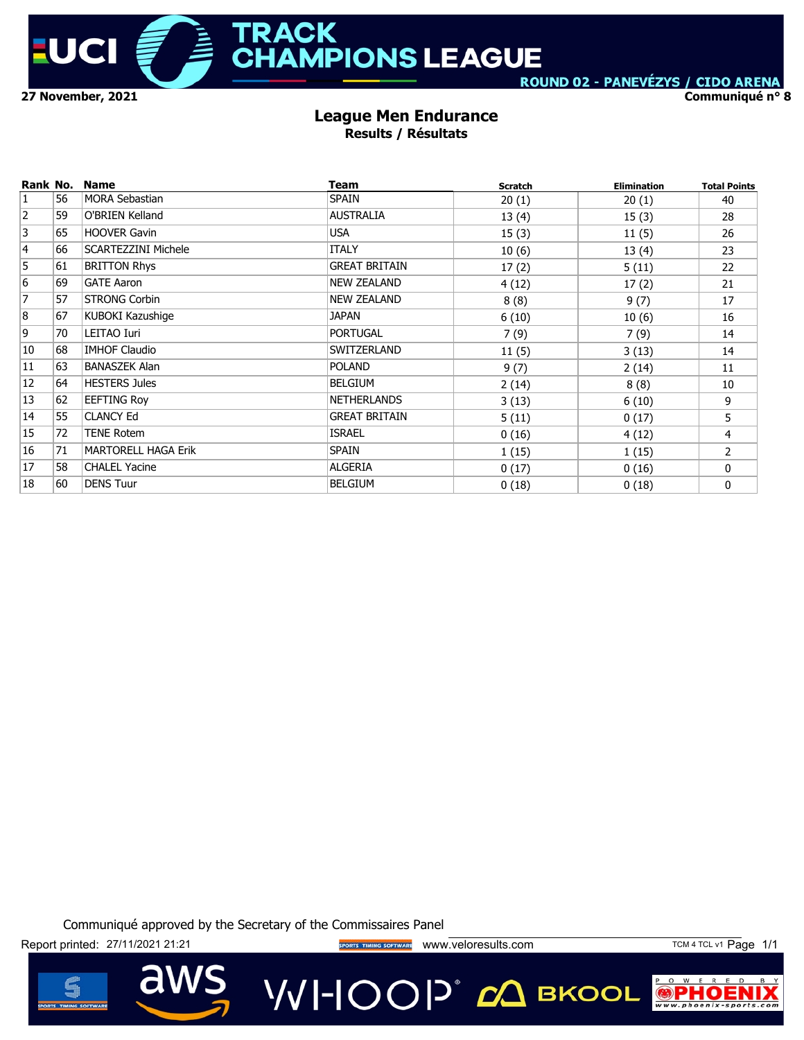27 November, 2021

ROUND 02 - PANEVÉZYS / CIDO ARENA

Communiqué n° 8

# League Men Endurance

## Results / Résultats

| Rank | No. | Name | Team | Scratch | Elimination | Total Points |
|---|---|---|---|---|---|---|
| 1 | 56 | MORA Sebastian | SPAIN | 20 (1) | 20 (1) | 40 |
| 2 | 59 | O'BRIEN Kelland | AUSTRALIA | 13 (4) | 15 (3) | 28 |
| 3 | 65 | HOOVER Gavin | USA | 15 (3) | 11 (5) | 26 |
| 4 | 66 | SCARTEZZINI Michele | ITALY | 10 (6) | 13 (4) | 23 |
| 5 | 61 | BRITTON Rhys | GREAT BRITAIN | 17 (2) | 5 (11) | 22 |
| 6 | 69 | GATE Aaron | NEW ZEALAND | 4 (12) | 17 (2) | 21 |
| 7 | 57 | STRONG Corbin | NEW ZEALAND | 8 (8) | 9 (7) | 17 |
| 8 | 67 | KUBOKI Kazushige | JAPAN | 6 (10) | 10 (6) | 16 |
| 9 | 70 | LEITAO Iuri | PORTUGAL | 7 (9) | 7 (9) | 14 |
| 10 | 68 | IMHOF Claudio | SWITZERLAND | 11 (5) | 3 (13) | 14 |
| 11 | 63 | BANASZEK Alan | POLAND | 9 (7) | 2 (14) | 11 |
| 12 | 64 | HESTERS Jules | BELGIUM | 2 (14) | 8 (8) | 10 |
| 13 | 62 | EEFTING Roy | NETHERLANDS | 3 (13) | 6 (10) | 9 |
| 14 | 55 | CLANCY Ed | GREAT BRITAIN | 5 (11) | 0 (17) | 5 |
| 15 | 72 | TENE Rotem | ISRAEL | 0 (16) | 4 (12) | 4 |
| 16 | 71 | MARTORELL HAGA Erik | SPAIN | 1 (15) | 1 (15) | 2 |
| 17 | 58 | CHALEL Yacine | ALGERIA | 0 (17) | 0 (16) | 0 |
| 18 | 60 | DENS Tuur | BELGIUM | 0 (18) | 0 (18) | 0 |

Communiqué approved by the Secretary of the Commissaires Panel

Report printed: 27/11/2021 21:21 www.veloresults.com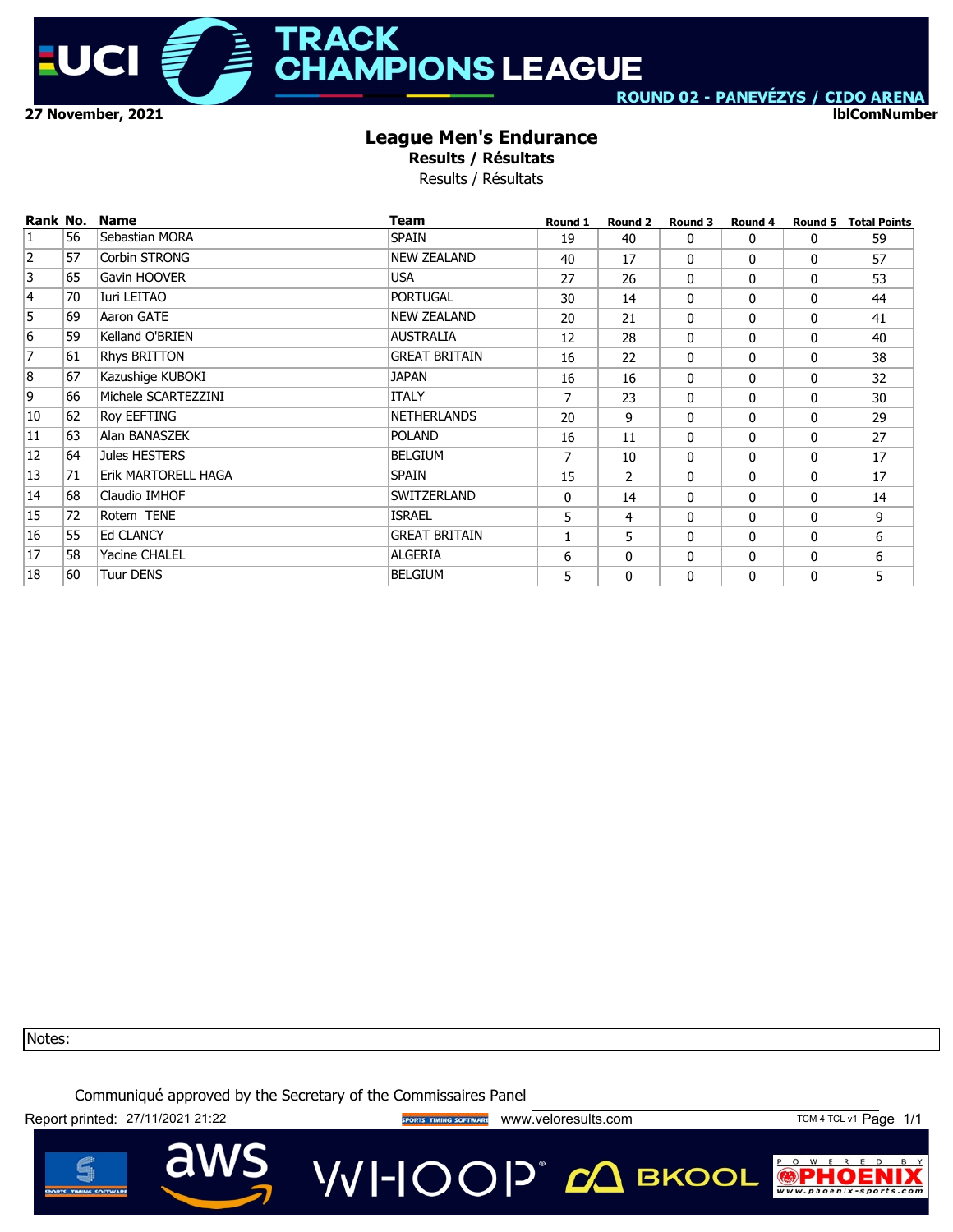UCI TRACK CHAMPIONS LEAGUE

ROUND 02 - PANEVÉZYS / CIDO ARENA

27 November, 2021

lblComNumber

# League Men's Endurance

## Results / Résultats

Results / Résultats

| Rank | No. | Name | Team | Round 1 | Round 2 | Round 3 | Round 4 | Round 5 | Total Points |
|---|---|---|---|---|---|---|---|---|---|
| 1 | 56 | Sebastian MORA | SPAIN | 19 | 40 | 0 | 0 | 0 | 59 |
| 2 | 57 | Corbin STRONG | NEW ZEALAND | 40 | 17 | 0 | 0 | 0 | 57 |
| 3 | 65 | Gavin HOOVER | USA | 27 | 26 | 0 | 0 | 0 | 53 |
| 4 | 70 | Iuri LEITAO | PORTUGAL | 30 | 14 | 0 | 0 | 0 | 44 |
| 5 | 69 | Aaron GATE | NEW ZEALAND | 20 | 21 | 0 | 0 | 0 | 41 |
| 6 | 59 | Kelland O'BRIEN | AUSTRALIA | 12 | 28 | 0 | 0 | 0 | 40 |
| 7 | 61 | Rhys BRITTON | GREAT BRITAIN | 16 | 22 | 0 | 0 | 0 | 38 |
| 8 | 67 | Kazushige KUBOKI | JAPAN | 16 | 16 | 0 | 0 | 0 | 32 |
| 9 | 66 | Michele SCARTEZZINI | ITALY | 7 | 23 | 0 | 0 | 0 | 30 |
| 10 | 62 | Roy EEFTING | NETHERLANDS | 20 | 9 | 0 | 0 | 0 | 29 |
| 11 | 63 | Alan BANASZEK | POLAND | 16 | 11 | 0 | 0 | 0 | 27 |
| 12 | 64 | Jules HESTERS | BELGIUM | 7 | 10 | 0 | 0 | 0 | 17 |
| 13 | 71 | Erik MARTORELL HAGA | SPAIN | 15 | 2 | 0 | 0 | 0 | 17 |
| 14 | 68 | Claudio IMHOF | SWITZERLAND | 0 | 14 | 0 | 0 | 0 | 14 |
| 15 | 72 | Rotem TENE | ISRAEL | 5 | 4 | 0 | 0 | 0 | 9 |
| 16 | 55 | Ed CLANCY | GREAT BRITAIN | 1 | 5 | 0 | 0 | 0 | 6 |
| 17 | 58 | Yacine CHALEL | ALGERIA | 6 | 0 | 0 | 0 | 0 | 6 |
| 18 | 60 | Tuur DENS | BELGIUM | 5 | 0 | 0 | 0 | 0 | 5 |

Notes:

Communiqué approved by the Secretary of the Commissaires Panel

Report printed: 27/11/2021 21:22 www.veloresults.com TCM 4 TCL v1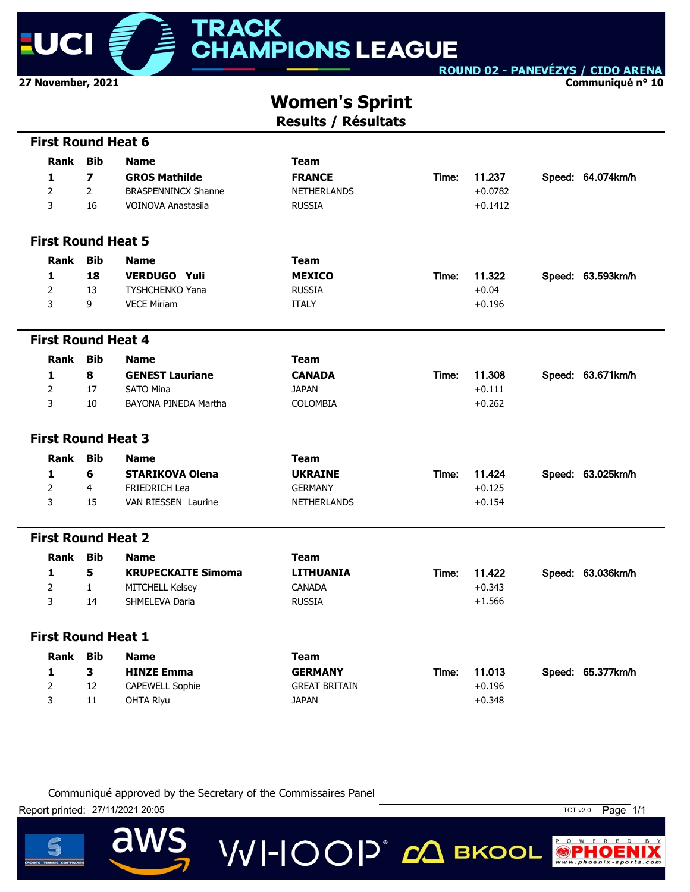27 November, 2021

ROUND 02 - PANEVĖZYS / CIDO ARENA

Communiqué n° 10

# Women's Sprint

## Results / Résultats

### First Round Heat 6

| Rank | Bib | Name | Team | | Time | | Speed |
|---|---|---|---|---|---|---|---|
| **1** | **7** | **GROS Mathilde** | **FRANCE** | Time: | **11.237** | Speed: | **64.074km/h** |
| 2 | 2 | BRASPENNINCX Shanne | NETHERLANDS | | +0.0782 | | |
| 3 | 16 | VOINOVA Anastasiia | RUSSIA | | +0.1412 | | |

### First Round Heat 5

| Rank | Bib | Name | Team | | Time | | Speed |
|---|---|---|---|---|---|---|---|
| **1** | **18** | **VERDUGO Yuli** | **MEXICO** | Time: | **11.322** | Speed: | **63.593km/h** |
| 2 | 13 | TYSHCHENKO Yana | RUSSIA | | +0.04 | | |
| 3 | 9 | VECE Miriam | ITALY | | +0.196 | | |

### First Round Heat 4

| Rank | Bib | Name | Team | | Time | | Speed |
|---|---|---|---|---|---|---|---|
| **1** | **8** | **GENEST Lauriane** | **CANADA** | Time: | **11.308** | Speed: | **63.671km/h** |
| 2 | 17 | SATO Mina | JAPAN | | +0.111 | | |
| 3 | 10 | BAYONA PINEDA Martha | COLOMBIA | | +0.262 | | |

### First Round Heat 3

| Rank | Bib | Name | Team | | Time | | Speed |
|---|---|---|---|---|---|---|---|
| **1** | **6** | **STARIKOVA Olena** | **UKRAINE** | Time: | **11.424** | Speed: | **63.025km/h** |
| 2 | 4 | FRIEDRICH Lea | GERMANY | | +0.125 | | |
| 3 | 15 | VAN RIESSEN Laurine | NETHERLANDS | | +0.154 | | |

### First Round Heat 2

| Rank | Bib | Name | Team | | Time | | Speed |
|---|---|---|---|---|---|---|---|
| **1** | **5** | **KRUPECKAITE Simoma** | **LITHUANIA** | Time: | **11.422** | Speed: | **63.036km/h** |
| 2 | 1 | MITCHELL Kelsey | CANADA | | +0.343 | | |
| 3 | 14 | SHMELEVA Daria | RUSSIA | | +1.566 | | |

### First Round Heat 1

| Rank | Bib | Name | Team | | Time | | Speed |
|---|---|---|---|---|---|---|---|
| **1** | **3** | **HINZE Emma** | **GERMANY** | Time: | **11.013** | Speed: | **65.377km/h** |
| 2 | 12 | CAPEWELL Sophie | GREAT BRITAIN | | +0.196 | | |
| 3 | 11 | OHTA Riyu | JAPAN | | +0.348 | | |

Communiqué approved by the Secretary of the Commissaires Panel

Report printed: 27/11/2021 20:05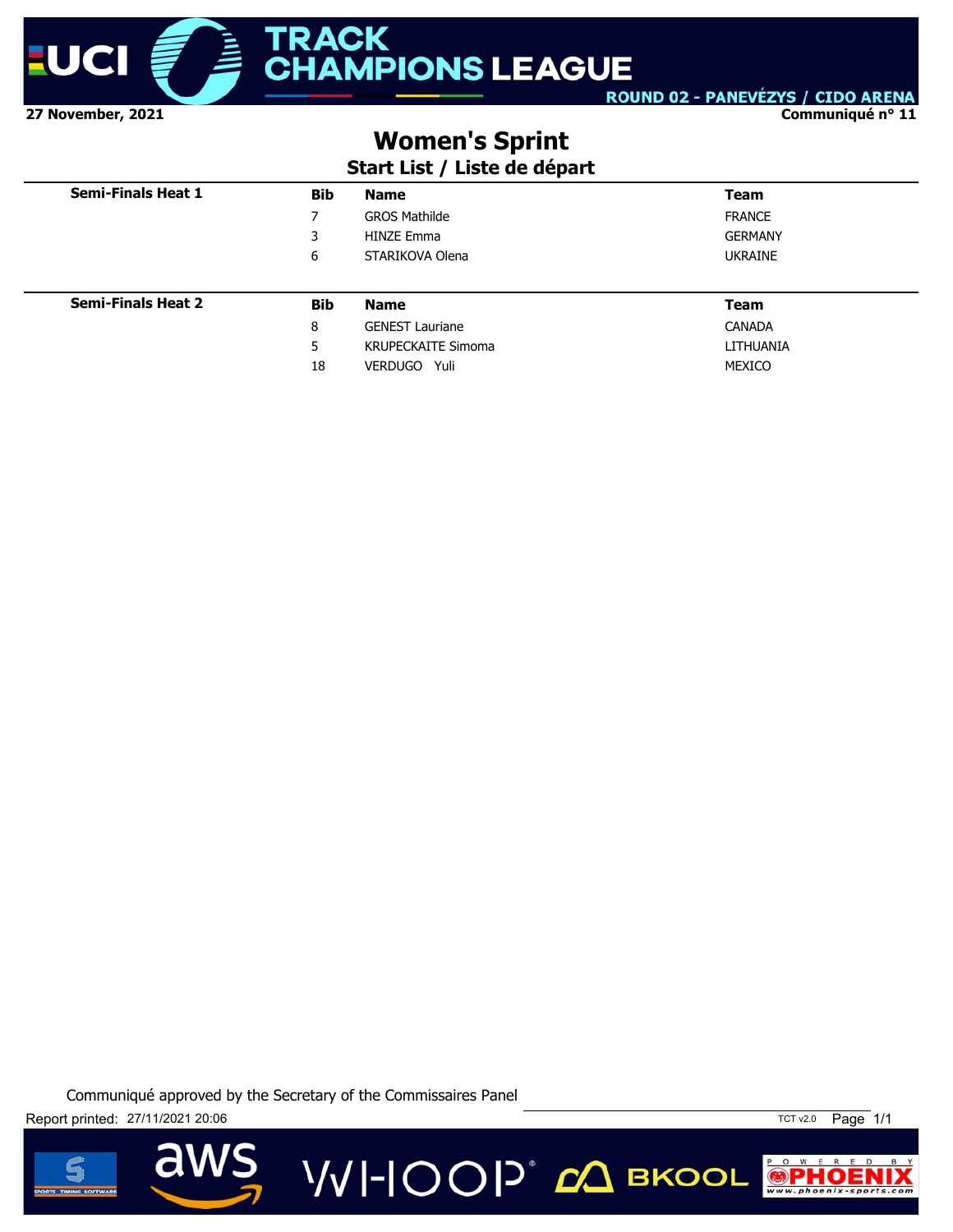27 November, 2021

Communiqué n° 11

# Women's Sprint

## Start List / Liste de départ

| Semi-Finals Heat 1 | Bib | Name | Team |
|---|---|---|---|
| | 7 | GROS Mathilde | FRANCE |
| | 3 | HINZE Emma | GERMANY |
| | 6 | STARIKOVA Olena | UKRAINE |

| Semi-Finals Heat 2 | Bib | Name | Team |
|---|---|---|---|
| | 8 | GENEST Lauriane | CANADA |
| | 5 | KRUPECKAITE Simoma | LITHUANIA |
| | 18 | VERDUGO Yuli | MEXICO |

Communiqué approved by the Secretary of the Commissaires Panel

Report printed: 27/11/2021 20:06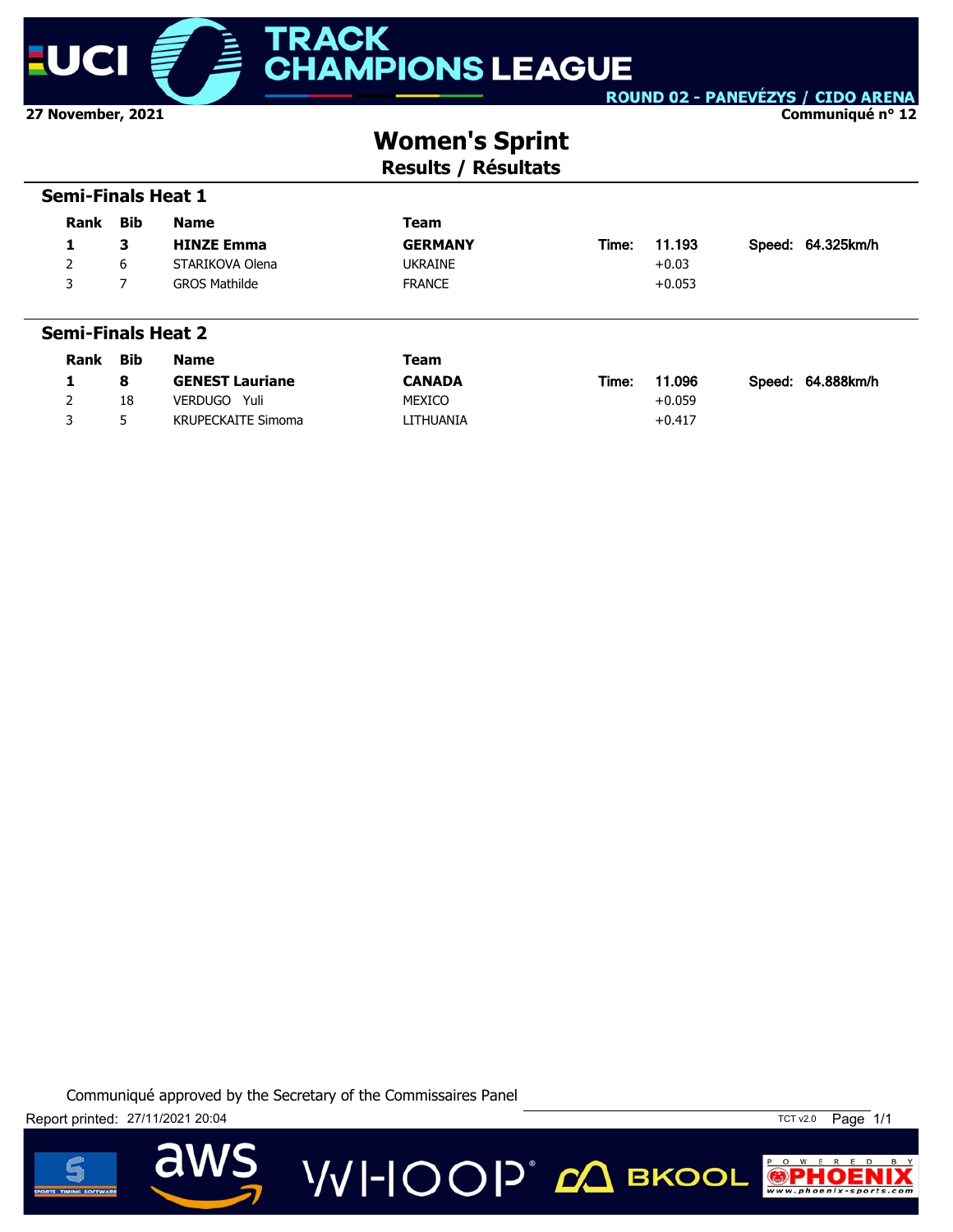UCI TRACK CHAMPIONS LEAGUE

ROUND 02 - PANEVÉZYS / CIDO ARENA

27 November, 2021

Communiqué n° 12

# Women's Sprint

## Results / Résultats

### Semi-Finals Heat 1

| Rank | Bib | Name | Team | | Time | | Speed |
|---|---|---|---|---|---|---|---|
| **1** | **3** | **HINZE Emma** | **GERMANY** | Time: | 11.193 | Speed: | 64.325km/h |
| 2 | 6 | STARIKOVA Olena | UKRAINE | | +0.03 | | |
| 3 | 7 | GROS Mathilde | FRANCE | | +0.053 | | |

### Semi-Finals Heat 2

| Rank | Bib | Name | Team | | Time | | Speed |
|---|---|---|---|---|---|---|---|
| **1** | **8** | **GENEST Lauriane** | **CANADA** | Time: | 11.096 | Speed: | 64.888km/h |
| 2 | 18 | VERDUGO Yuli | MEXICO | | +0.059 | | |
| 3 | 5 | KRUPECKAITE Simoma | LITHUANIA | | +0.417 | | |

Communiqué approved by the Secretary of the Commissaires Panel

Report printed: 27/11/2021 20:04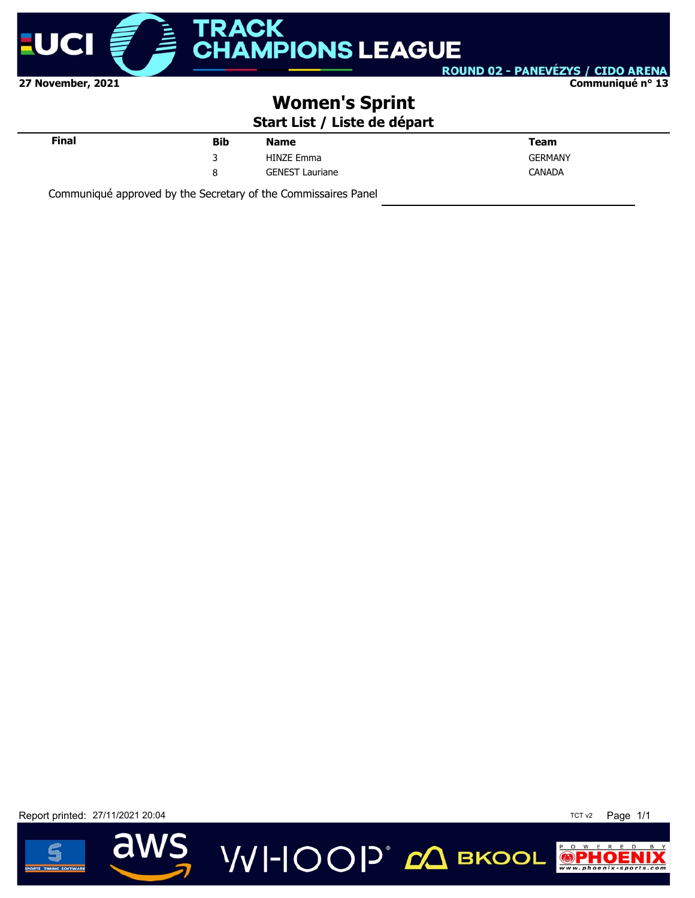27 November, 2021

Communiqué n° 13

# Women's Sprint

## Start List / Liste de départ

| Final | Bib | Name | Team |
| --- | --- | --- | --- |
| | 3 | HINZE Emma | GERMANY |
| | 8 | GENEST Lauriane | CANADA |

Communiqué approved by the Secretary of the Commissaires Panel

Report printed: 27/11/2021 20:04

TCT v2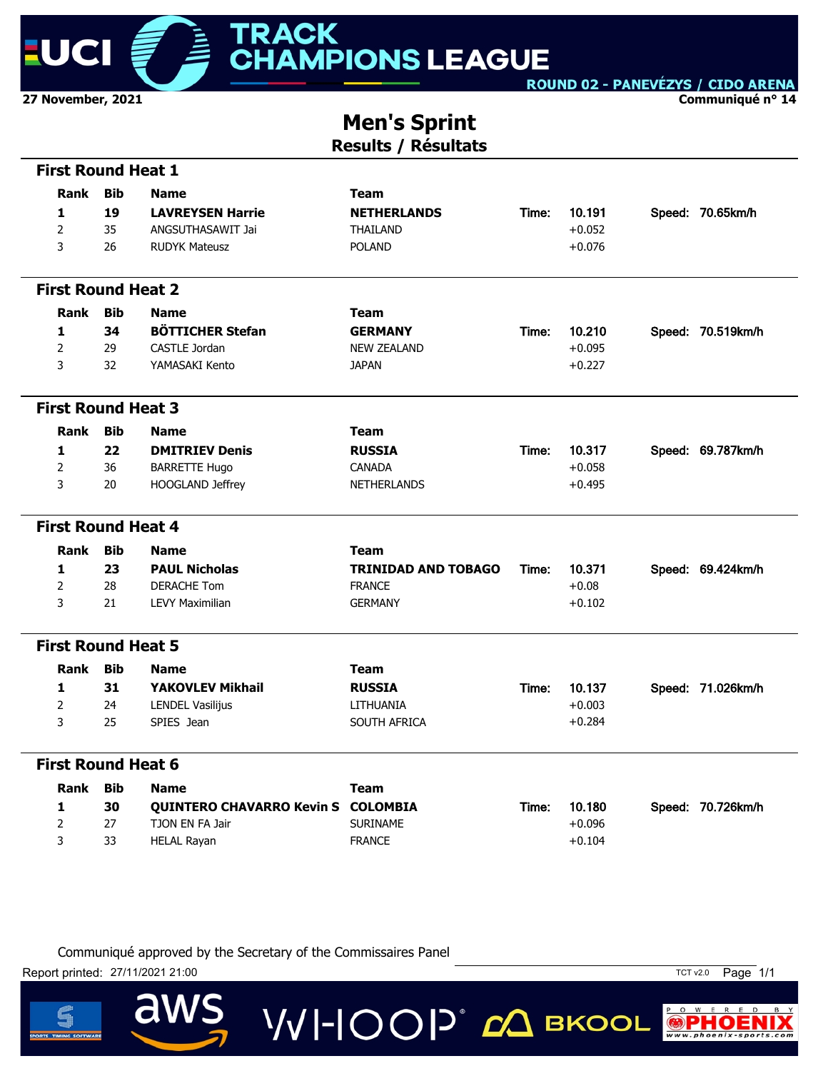27 November, 2021

ROUND 02 - PANEVĖZYS / CIDO ARENA

Communiqué n° 14

# Men's Sprint
## Results / Résultats

### First Round Heat 1

| Rank | Bib | Name | Team | | Time | | Speed |
|---|---|---|---|---|---|---|---|
| **1** | **19** | **LAVREYSEN Harrie** | **NETHERLANDS** | Time: | 10.191 | Speed: | 70.65km/h |
| 2 | 35 | ANGSUTHASAWIT Jai | THAILAND | | +0.052 | | |
| 3 | 26 | RUDYK Mateusz | POLAND | | +0.076 | | |

### First Round Heat 2

| Rank | Bib | Name | Team | | Time | | Speed |
|---|---|---|---|---|---|---|---|
| **1** | **34** | **BÖTTICHER Stefan** | **GERMANY** | Time: | 10.210 | Speed: | 70.519km/h |
| 2 | 29 | CASTLE Jordan | NEW ZEALAND | | +0.095 | | |
| 3 | 32 | YAMASAKI Kento | JAPAN | | +0.227 | | |

### First Round Heat 3

| Rank | Bib | Name | Team | | Time | | Speed |
|---|---|---|---|---|---|---|---|
| **1** | **22** | **DMITRIEV Denis** | **RUSSIA** | Time: | 10.317 | Speed: | 69.787km/h |
| 2 | 36 | BARRETTE Hugo | CANADA | | +0.058 | | |
| 3 | 20 | HOOGLAND Jeffrey | NETHERLANDS | | +0.495 | | |

### First Round Heat 4

| Rank | Bib | Name | Team | | Time | | Speed |
|---|---|---|---|---|---|---|---|
| **1** | **23** | **PAUL Nicholas** | **TRINIDAD AND TOBAGO** | Time: | 10.371 | Speed: | 69.424km/h |
| 2 | 28 | DERACHE Tom | FRANCE | | +0.08 | | |
| 3 | 21 | LEVY Maximilian | GERMANY | | +0.102 | | |

### First Round Heat 5

| Rank | Bib | Name | Team | | Time | | Speed |
|---|---|---|---|---|---|---|---|
| **1** | **31** | **YAKOVLEV Mikhail** | **RUSSIA** | Time: | 10.137 | Speed: | 71.026km/h |
| 2 | 24 | LENDEL Vasilijus | LITHUANIA | | +0.003 | | |
| 3 | 25 | SPIES Jean | SOUTH AFRICA | | +0.284 | | |

### First Round Heat 6

| Rank | Bib | Name | Team | | Time | | Speed |
|---|---|---|---|---|---|---|---|
| **1** | **30** | **QUINTERO CHAVARRO Kevin S** | **COLOMBIA** | Time: | 10.180 | Speed: | 70.726km/h |
| 2 | 27 | TJON EN FA Jair | SURINAME | | +0.096 | | |
| 3 | 33 | HELAL Rayan | FRANCE | | +0.104 | | |

Communiqué approved by the Secretary of the Commissaires Panel

Report printed: 27/11/2021 21:00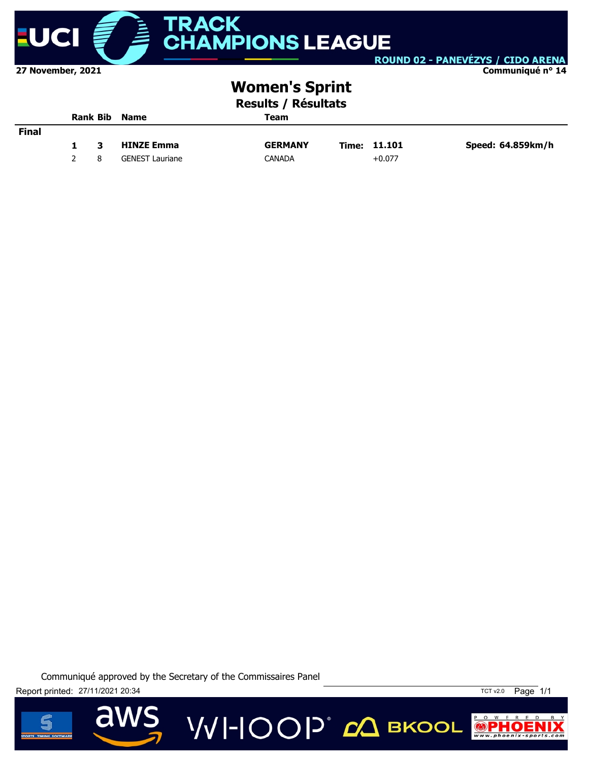27 November, 2021

Communiqué n° 14

ROUND 02 - PANEVĖZYS / CIDO ARENA

# Women's Sprint

## Results / Résultats

| | Rank | Bib | Name | Team | | | |
|---|---|---|---|---|---|---|---|
| **Final** | | | | | | | |
| | **1** | **3** | **HINZE Emma** | **GERMANY** | **Time:** | **11.101** | **Speed: 64.859km/h** |
| | 2 | 8 | GENEST Lauriane | CANADA | | +0.077 | |

Communiqué approved by the Secretary of the Commissaires Panel

Report printed: 27/11/2021 20:34

TCT v2.0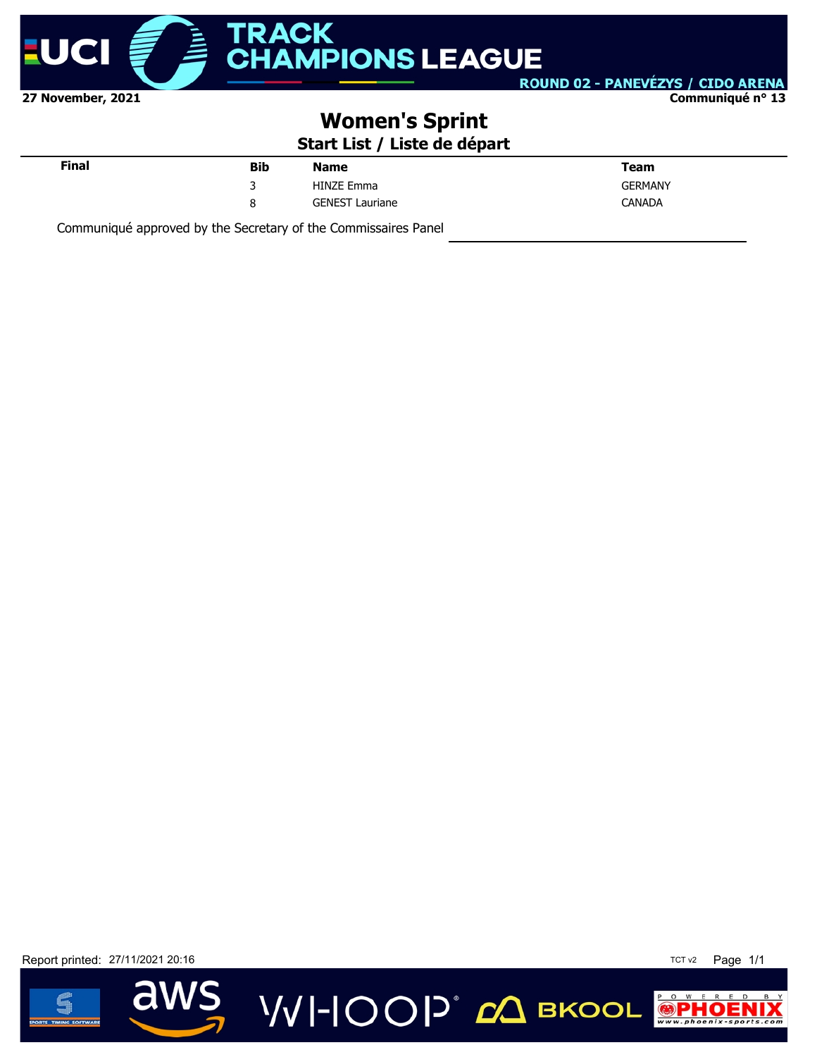27 November, 2021

Communiqué n° 13

# Women's Sprint

## Start List / Liste de départ

| Final | Bib | Name | Team |
|---|---|---|---|
| | 3 | HINZE Emma | GERMANY |
| | 8 | GENEST Lauriane | CANADA |

Communiqué approved by the Secretary of the Commissaires Panel

Report printed: 27/11/2021 20:16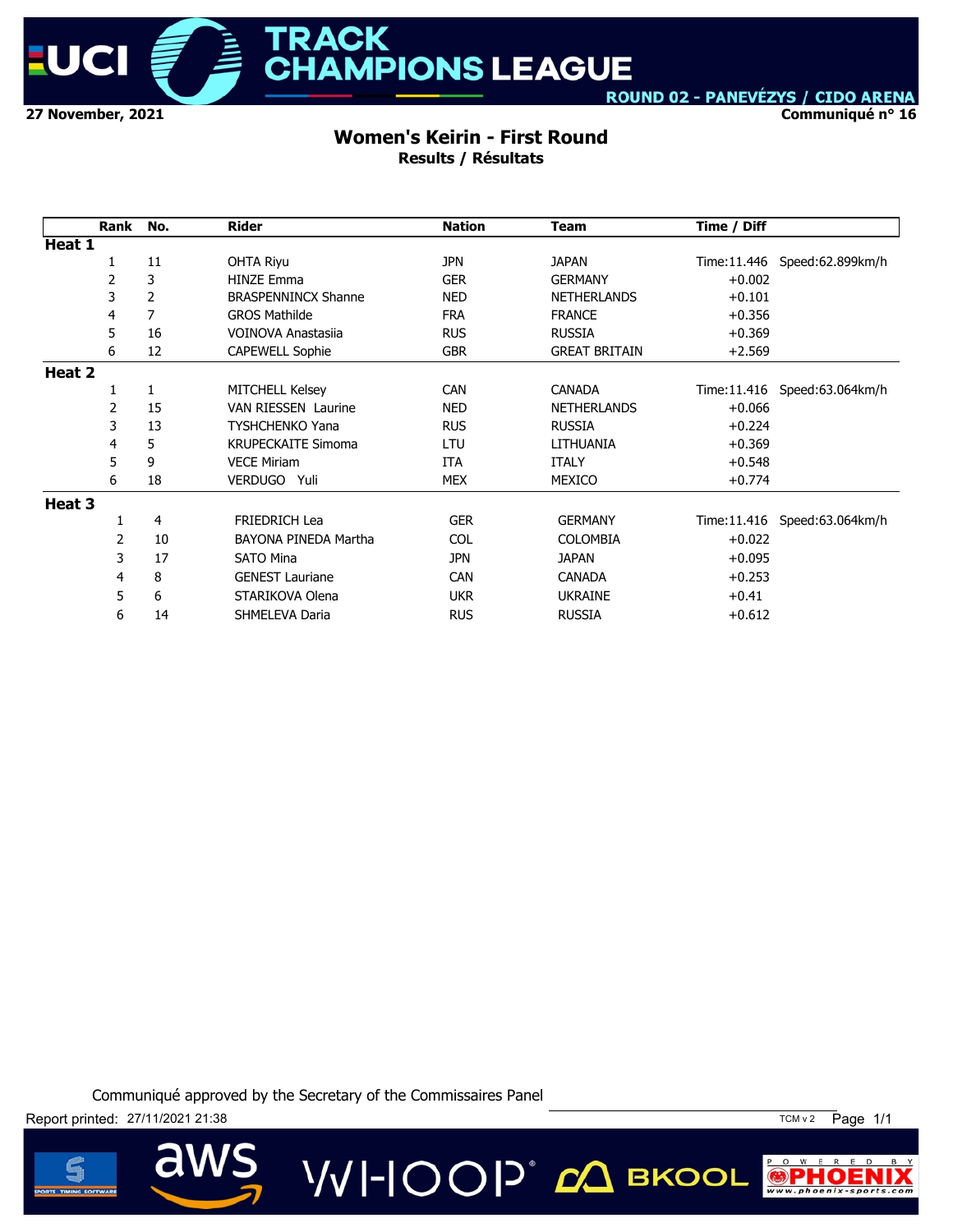ROUND 02 - PANEVĖZYS / CIDO ARENA

27 November, 2021

Communiqué n° 16

# Women's Keirin - First Round

## Results / Résultats

| Rank | No. | Rider | Nation | Team | Time / Diff | |
|---|---|---|---|---|---|---|
| **Heat 1** | | | | | | |
| 1 | 11 | OHTA Riyu | JPN | JAPAN | Time:11.446 | Speed:62.899km/h |
| 2 | 3 | HINZE Emma | GER | GERMANY | +0.002 | |
| 3 | 2 | BRASPENNINCX Shanne | NED | NETHERLANDS | +0.101 | |
| 4 | 7 | GROS Mathilde | FRA | FRANCE | +0.356 | |
| 5 | 16 | VOINOVA Anastasiia | RUS | RUSSIA | +0.369 | |
| 6 | 12 | CAPEWELL Sophie | GBR | GREAT BRITAIN | +2.569 | |
| **Heat 2** | | | | | | |
| 1 | 1 | MITCHELL Kelsey | CAN | CANADA | Time:11.416 | Speed:63.064km/h |
| 2 | 15 | VAN RIESSEN Laurine | NED | NETHERLANDS | +0.066 | |
| 3 | 13 | TYSHCHENKO Yana | RUS | RUSSIA | +0.224 | |
| 4 | 5 | KRUPECKAITE Simoma | LTU | LITHUANIA | +0.369 | |
| 5 | 9 | VECE Miriam | ITA | ITALY | +0.548 | |
| 6 | 18 | VERDUGO Yuli | MEX | MEXICO | +0.774 | |
| **Heat 3** | | | | | | |
| 1 | 4 | FRIEDRICH Lea | GER | GERMANY | Time:11.416 | Speed:63.064km/h |
| 2 | 10 | BAYONA PINEDA Martha | COL | COLOMBIA | +0.022 | |
| 3 | 17 | SATO Mina | JPN | JAPAN | +0.095 | |
| 4 | 8 | GENEST Lauriane | CAN | CANADA | +0.253 | |
| 5 | 6 | STARIKOVA Olena | UKR | UKRAINE | +0.41 | |
| 6 | 14 | SHMELEVA Daria | RUS | RUSSIA | +0.612 | |

Communiqué approved by the Secretary of the Commissaires Panel

Report printed: 27/11/2021 21:38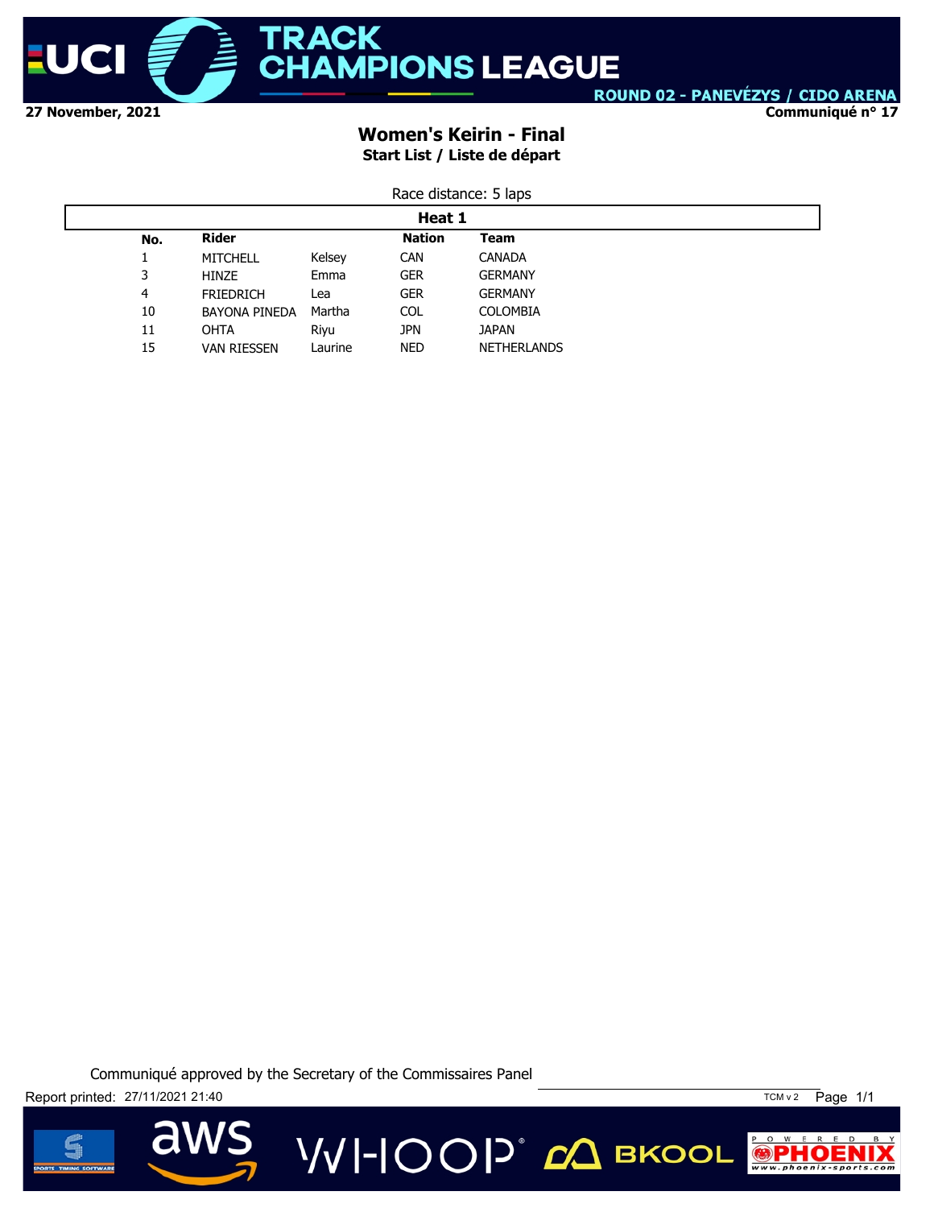27 November, 2021

ROUND 02 - PANEVĖZYS / CIDO ARENA

Communiqué n° 17

## Women's Keirin - Final

### Start List / Liste de départ

Race distance: 5 laps

**Heat 1**

| No. | Rider | | Nation | Team |
|---|---|---|---|---|
| 1 | MITCHELL | Kelsey | CAN | CANADA |
| 3 | HINZE | Emma | GER | GERMANY |
| 4 | FRIEDRICH | Lea | GER | GERMANY |
| 10 | BAYONA PINEDA | Martha | COL | COLOMBIA |
| 11 | OHTA | Riyu | JPN | JAPAN |
| 15 | VAN RIESSEN | Laurine | NED | NETHERLANDS |

Communiqué approved by the Secretary of the Commissaires Panel

Report printed: 27/11/2021 21:40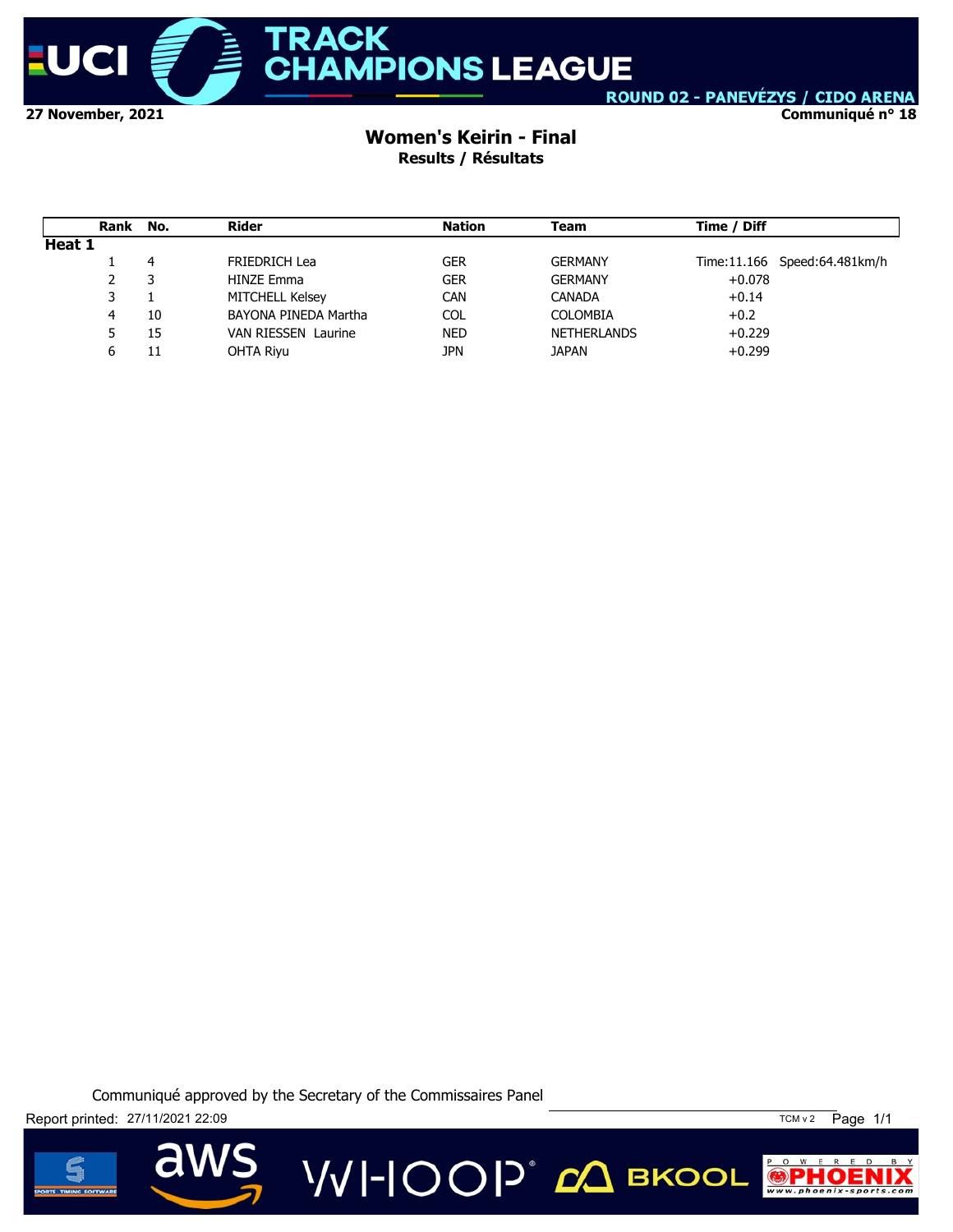27 November, 2021

ROUND 02 - PANEVĖZYS / CIDO ARENA

Communiqué n° 18

## Women's Keirin - Final

**Results / Résultats**

| Rank | No. | Rider | Nation | Team | Time / Diff | |
|---|---|---|---|---|---|---|
| **Heat 1** | | | | | | |
| 1 | 4 | FRIEDRICH Lea | GER | GERMANY | Time:11.166 | Speed:64.481km/h |
| 2 | 3 | HINZE Emma | GER | GERMANY | +0.078 | |
| 3 | 1 | MITCHELL Kelsey | CAN | CANADA | +0.14 | |
| 4 | 10 | BAYONA PINEDA Martha | COL | COLOMBIA | +0.2 | |
| 5 | 15 | VAN RIESSEN Laurine | NED | NETHERLANDS | +0.229 | |
| 6 | 11 | OHTA Riyu | JPN | JAPAN | +0.299 | |

Communiqué approved by the Secretary of the Commissaires Panel

Report printed: 27/11/2021 22:09

TCM v 2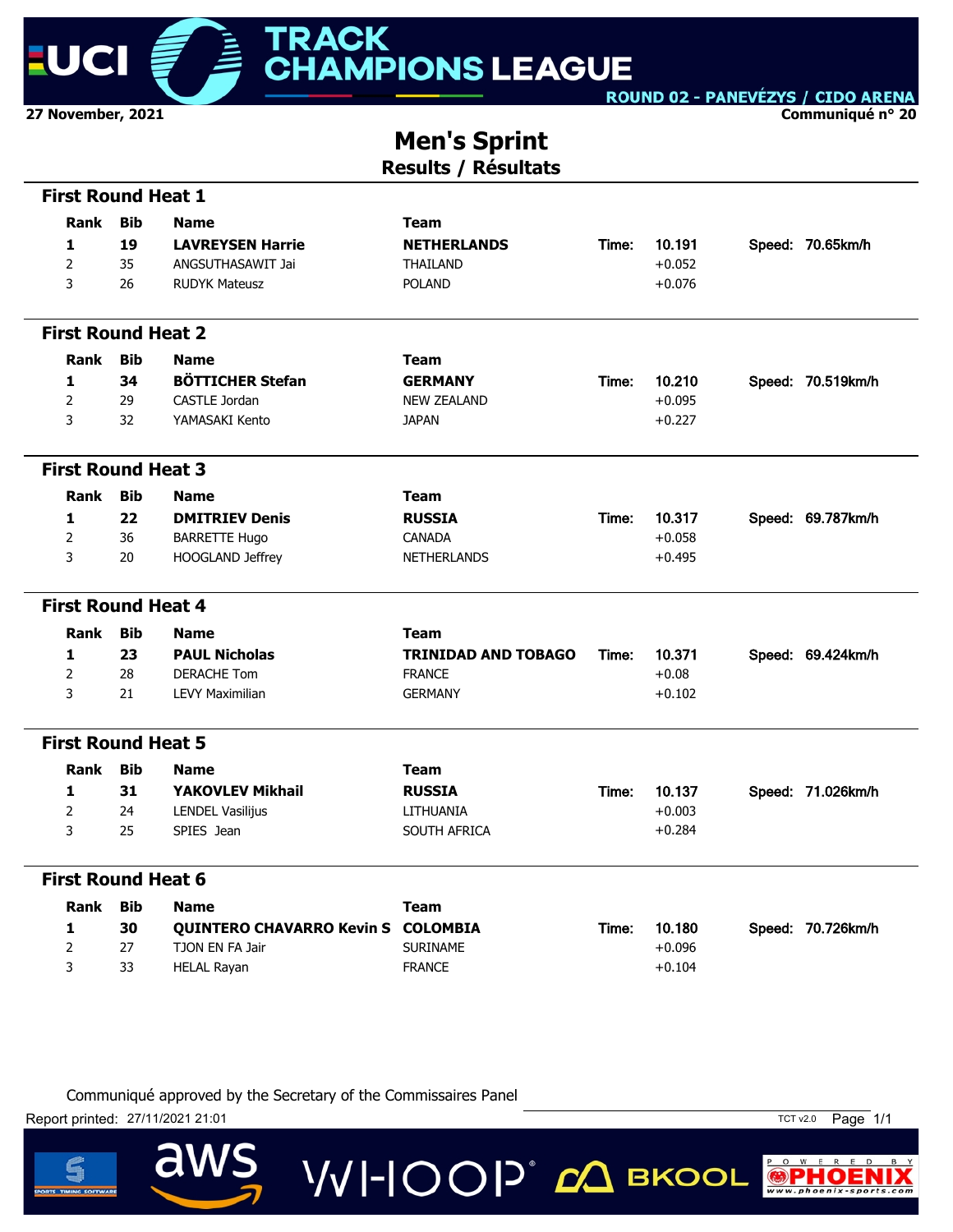27 November, 2021

Communiqué n° 20

# Men's Sprint

## Results / Résultats

### First Round Heat 1

| Rank | Bib | Name | Team | | Time | | Speed |
|---|---|---|---|---|---|---|---|
| **1** | **19** | **LAVREYSEN Harrie** | **NETHERLANDS** | Time: | 10.191 | Speed: | 70.65km/h |
| 2 | 35 | ANGSUTHASAWIT Jai | THAILAND | | +0.052 | | |
| 3 | 26 | RUDYK Mateusz | POLAND | | +0.076 | | |

### First Round Heat 2

| Rank | Bib | Name | Team | | Time | | Speed |
|---|---|---|---|---|---|---|---|
| **1** | **34** | **BÖTTICHER Stefan** | **GERMANY** | Time: | 10.210 | Speed: | 70.519km/h |
| 2 | 29 | CASTLE Jordan | NEW ZEALAND | | +0.095 | | |
| 3 | 32 | YAMASAKI Kento | JAPAN | | +0.227 | | |

### First Round Heat 3

| Rank | Bib | Name | Team | | Time | | Speed |
|---|---|---|---|---|---|---|---|
| **1** | **22** | **DMITRIEV Denis** | **RUSSIA** | Time: | 10.317 | Speed: | 69.787km/h |
| 2 | 36 | BARRETTE Hugo | CANADA | | +0.058 | | |
| 3 | 20 | HOOGLAND Jeffrey | NETHERLANDS | | +0.495 | | |

### First Round Heat 4

| Rank | Bib | Name | Team | | Time | | Speed |
|---|---|---|---|---|---|---|---|
| **1** | **23** | **PAUL Nicholas** | **TRINIDAD AND TOBAGO** | Time: | 10.371 | Speed: | 69.424km/h |
| 2 | 28 | DERACHE Tom | FRANCE | | +0.08 | | |
| 3 | 21 | LEVY Maximilian | GERMANY | | +0.102 | | |

### First Round Heat 5

| Rank | Bib | Name | Team | | Time | | Speed |
|---|---|---|---|---|---|---|---|
| **1** | **31** | **YAKOVLEV Mikhail** | **RUSSIA** | Time: | 10.137 | Speed: | 71.026km/h |
| 2 | 24 | LENDEL Vasilijus | LITHUANIA | | +0.003 | | |
| 3 | 25 | SPIES Jean | SOUTH AFRICA | | +0.284 | | |

### First Round Heat 6

| Rank | Bib | Name | Team | | Time | | Speed |
|---|---|---|---|---|---|---|---|
| **1** | **30** | **QUINTERO CHAVARRO Kevin S** | **COLOMBIA** | Time: | 10.180 | Speed: | 70.726km/h |
| 2 | 27 | TJON EN FA Jair | SURINAME | | +0.096 | | |
| 3 | 33 | HELAL Rayan | FRANCE | | +0.104 | | |

Communiqué approved by the Secretary of the Commissaires Panel

Report printed: 27/11/2021 21:01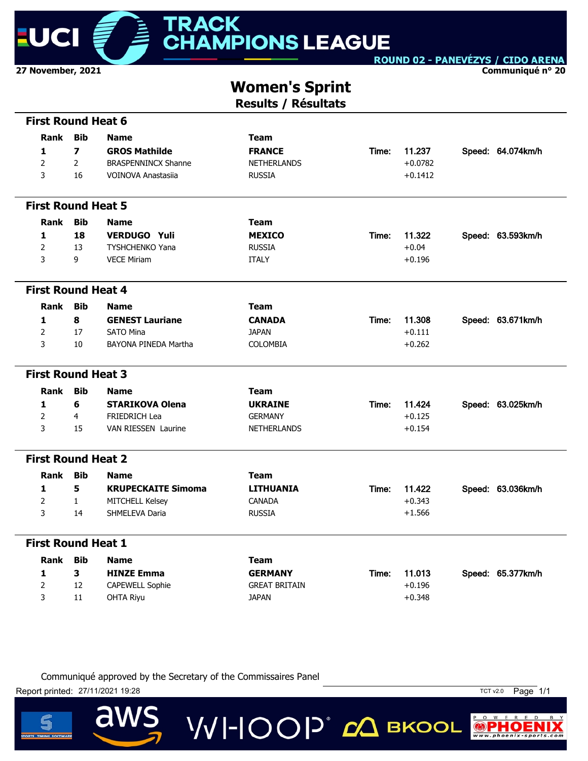UCI TRACK CHAMPIONS LEAGUE

ROUND 02 - PANEVĖZYS / CIDO ARENA

27 November, 2021

Communiqué n° 20

# Women's Sprint

## Results / Résultats

### First Round Heat 6

| Rank | Bib | Name | Team | | | | |
|---|---|---|---|---|---|---|---|
| **1** | **7** | **GROS Mathilde** | **FRANCE** | Time: | 11.237 | Speed: | 64.074km/h |
| 2 | 2 | BRASPENNINCX Shanne | NETHERLANDS | | +0.0782 | | |
| 3 | 16 | VOINOVA Anastasiia | RUSSIA | | +0.1412 | | |

### First Round Heat 5

| Rank | Bib | Name | Team | | | | |
|---|---|---|---|---|---|---|---|
| **1** | **18** | **VERDUGO Yuli** | **MEXICO** | Time: | 11.322 | Speed: | 63.593km/h |
| 2 | 13 | TYSHCHENKO Yana | RUSSIA | | +0.04 | | |
| 3 | 9 | VECE Miriam | ITALY | | +0.196 | | |

### First Round Heat 4

| Rank | Bib | Name | Team | | | | |
|---|---|---|---|---|---|---|---|
| **1** | **8** | **GENEST Lauriane** | **CANADA** | Time: | 11.308 | Speed: | 63.671km/h |
| 2 | 17 | SATO Mina | JAPAN | | +0.111 | | |
| 3 | 10 | BAYONA PINEDA Martha | COLOMBIA | | +0.262 | | |

### First Round Heat 3

| Rank | Bib | Name | Team | | | | |
|---|---|---|---|---|---|---|---|
| **1** | **6** | **STARIKOVA Olena** | **UKRAINE** | Time: | 11.424 | Speed: | 63.025km/h |
| 2 | 4 | FRIEDRICH Lea | GERMANY | | +0.125 | | |
| 3 | 15 | VAN RIESSEN Laurine | NETHERLANDS | | +0.154 | | |

### First Round Heat 2

| Rank | Bib | Name | Team | | | | |
|---|---|---|---|---|---|---|---|
| **1** | **5** | **KRUPECKAITE Simoma** | **LITHUANIA** | Time: | 11.422 | Speed: | 63.036km/h |
| 2 | 1 | MITCHELL Kelsey | CANADA | | +0.343 | | |
| 3 | 14 | SHMELEVA Daria | RUSSIA | | +1.566 | | |

### First Round Heat 1

| Rank | Bib | Name | Team | | | | |
|---|---|---|---|---|---|---|---|
| **1** | **3** | **HINZE Emma** | **GERMANY** | Time: | 11.013 | Speed: | 65.377km/h |
| 2 | 12 | CAPEWELL Sophie | GREAT BRITAIN | | +0.196 | | |
| 3 | 11 | OHTA Riyu | JAPAN | | +0.348 | | |

Communiqué approved by the Secretary of the Commissaires Panel

Report printed: 27/11/2021 19:28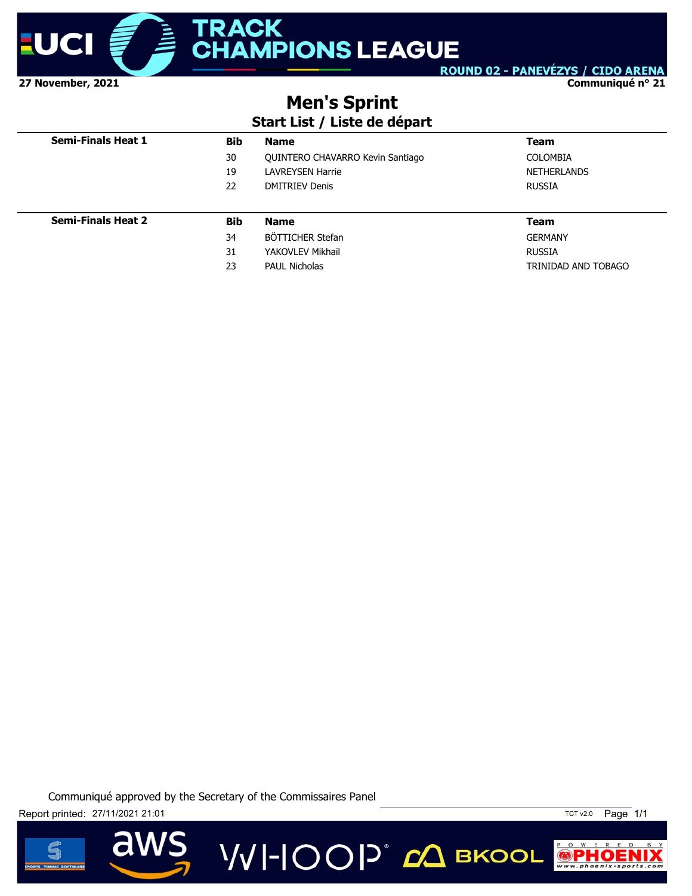ROUND 02 - PANEVĖZYS / CIDO ARENA

27 November, 2021

Communiqué n° 21

# Men's Sprint

## Start List / Liste de départ

| Semi-Finals Heat 1 | Bib | Name | Team |
|---|---|---|---|
| | 30 | QUINTERO CHAVARRO Kevin Santiago | COLOMBIA |
| | 19 | LAVREYSEN Harrie | NETHERLANDS |
| | 22 | DMITRIEV Denis | RUSSIA |

| Semi-Finals Heat 2 | Bib | Name | Team |
|---|---|---|---|
| | 34 | BÖTTICHER Stefan | GERMANY |
| | 31 | YAKOVLEV Mikhail | RUSSIA |
| | 23 | PAUL Nicholas | TRINIDAD AND TOBAGO |

Communiqué approved by the Secretary of the Commissaires Panel

Report printed: 27/11/2021 21:01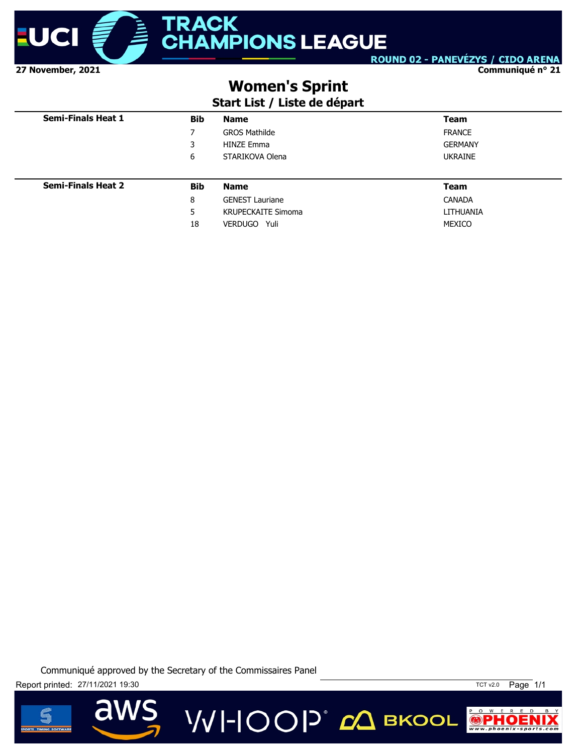27 November, 2021

ROUND 02 - PANEVĖZYS / CIDO ARENA

Communiqué n° 21

# Women's Sprint

## Start List / Liste de départ

| Semi-Finals Heat 1 | Bib | Name | Team |
|---|---|---|---|
| | 7 | GROS Mathilde | FRANCE |
| | 3 | HINZE Emma | GERMANY |
| | 6 | STARIKOVA Olena | UKRAINE |

| Semi-Finals Heat 2 | Bib | Name | Team |
|---|---|---|---|
| | 8 | GENEST Lauriane | CANADA |
| | 5 | KRUPECKAITE Simoma | LITHUANIA |
| | 18 | VERDUGO Yuli | MEXICO |

Communiqué approved by the Secretary of the Commissaires Panel

Report printed: 27/11/2021 19:30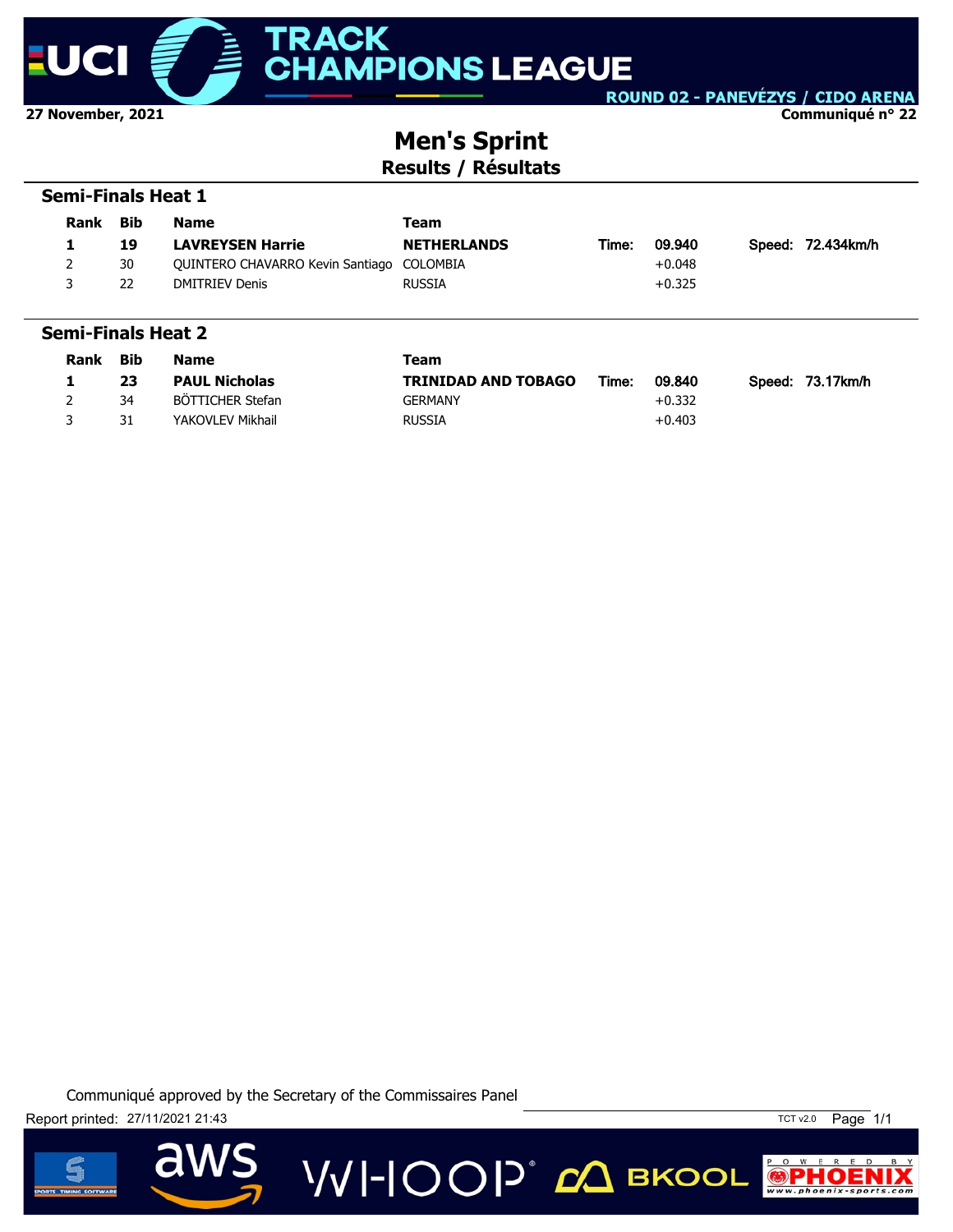27 November, 2021

ROUND 02 - PANEVĖZYS / CIDO ARENA

Communiqué n° 22

# Men's Sprint

## Results / Résultats

### Semi-Finals Heat 1

| Rank | Bib | Name | Team | | | | |
|---|---|---|---|---|---|---|---|
| **1** | **19** | **LAVREYSEN Harrie** | **NETHERLANDS** | Time: | 09.940 | Speed: | 72.434km/h |
| 2 | 30 | QUINTERO CHAVARRO Kevin Santiago | COLOMBIA | | +0.048 | | |
| 3 | 22 | DMITRIEV Denis | RUSSIA | | +0.325 | | |

### Semi-Finals Heat 2

| Rank | Bib | Name | Team | | | | |
|---|---|---|---|---|---|---|---|
| **1** | **23** | **PAUL Nicholas** | **TRINIDAD AND TOBAGO** | Time: | 09.840 | Speed: | 73.17km/h |
| 2 | 34 | BÖTTICHER Stefan | GERMANY | | +0.332 | | |
| 3 | 31 | YAKOVLEV Mikhail | RUSSIA | | +0.403 | | |

Communiqué approved by the Secretary of the Commissaires Panel

Report printed: 27/11/2021 21:43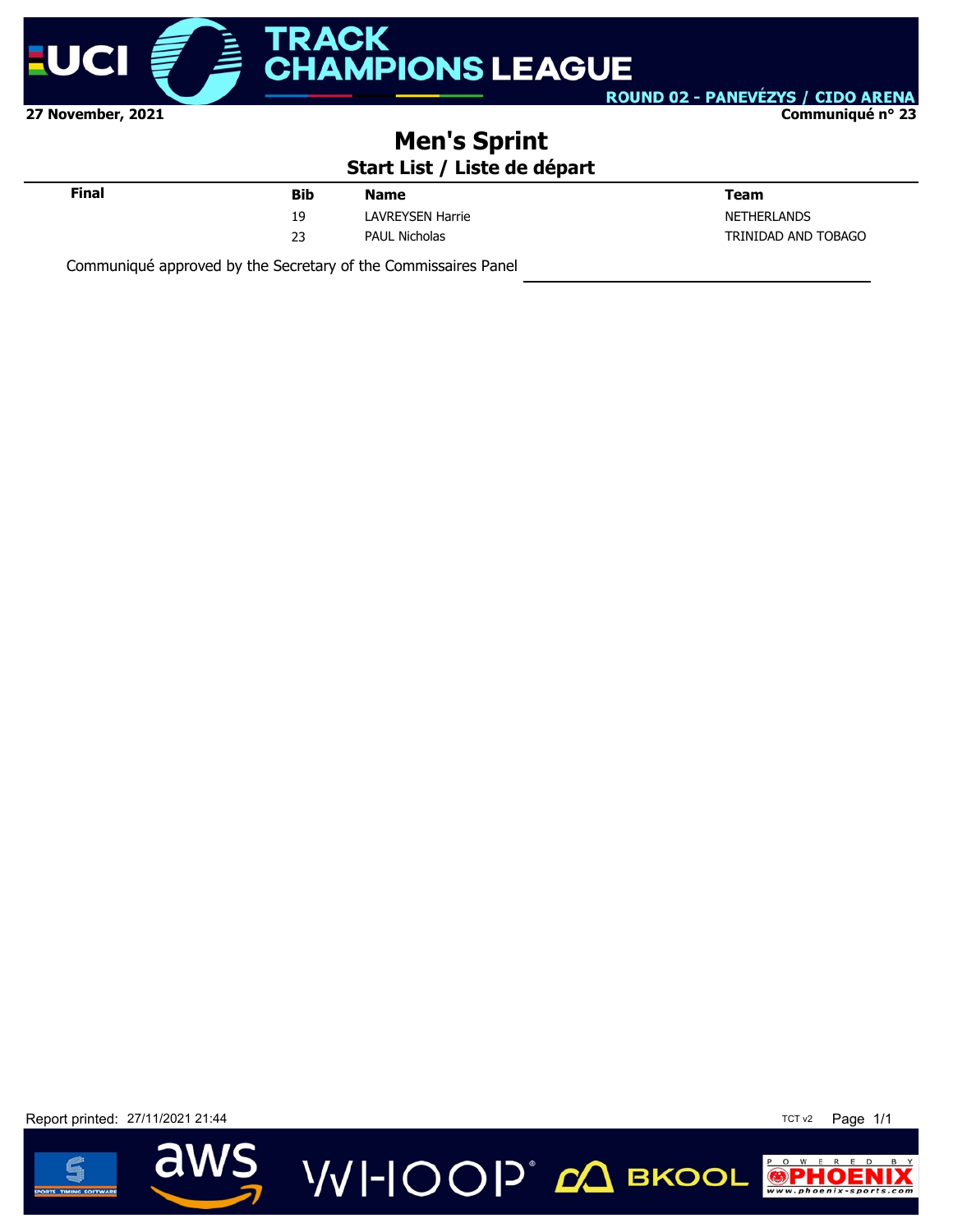27 November, 2021

Communiqué n° 23

# Men's Sprint

## Start List / Liste de départ

| Final | Bib | Name | Team |
|---|---|---|---|
| | 19 | LAVREYSEN Harrie | NETHERLANDS |
| | 23 | PAUL Nicholas | TRINIDAD AND TOBAGO |

Communiqué approved by the Secretary of the Commissaires Panel

Report printed: 27/11/2021 21:44

TCT v2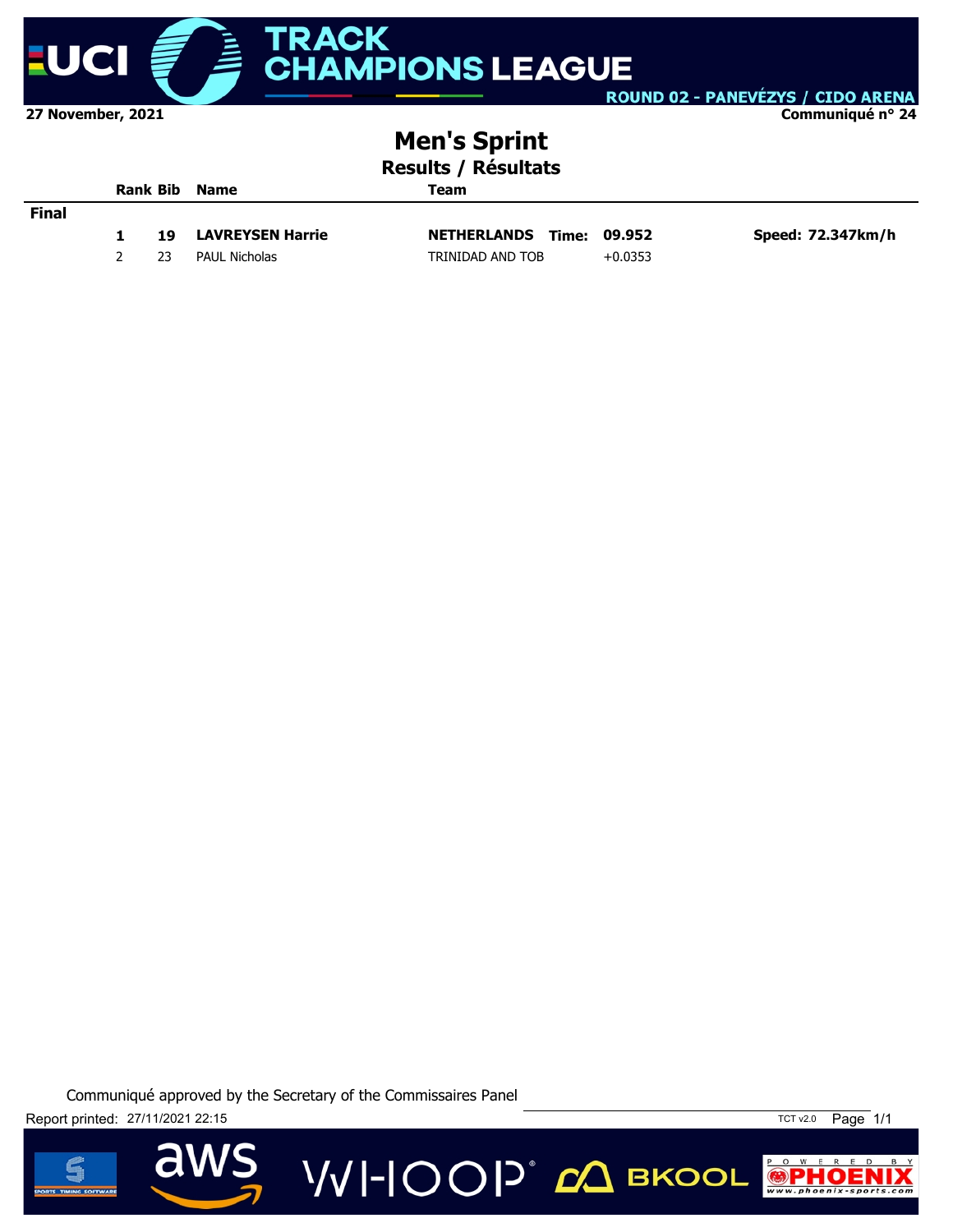27 November, 2021

Communiqué n° 24

# Men's Sprint

## Results / Résultats

| | Rank | Bib | Name | Team | | | |
|---|---|---|---|---|---|---|---|
| **Final** | | | | | | | |
| | **1** | **19** | **LAVREYSEN Harrie** | **NETHERLANDS** | **Time:** | **09.952** | **Speed: 72.347km/h** |
| | 2 | 23 | PAUL Nicholas | TRINIDAD AND TOB | | +0.0353 | |

Communiqué approved by the Secretary of the Commissaires Panel

Report printed: 27/11/2021 22:15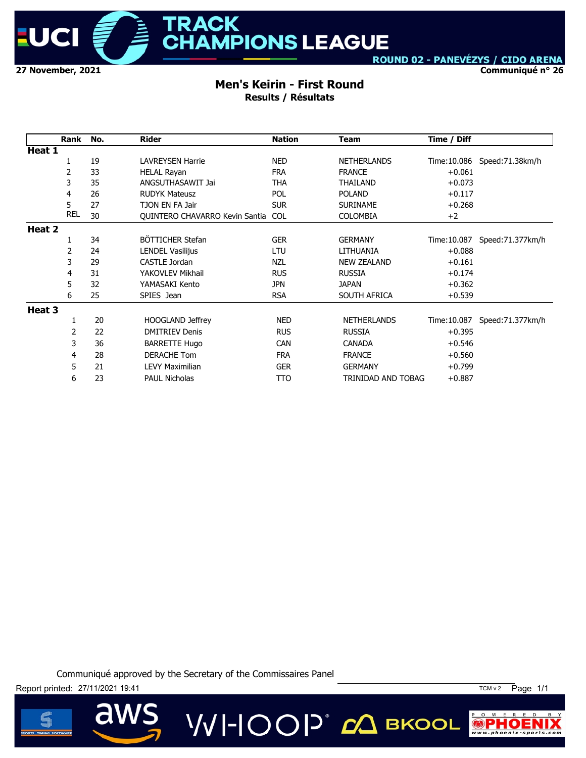UCI TRACK CHAMPIONS LEAGUE

ROUND 02 - PANEVĖZYS / CIDO ARENA

27 November, 2021

Communiqué n° 26

# Men's Keirin - First Round

## Results / Résultats

| Rank | No. | Rider | Nation | Team | Time / Diff | |
|---|---|---|---|---|---|---|
| **Heat 1** | | | | | | |
| 1 | 19 | LAVREYSEN Harrie | NED | NETHERLANDS | Time:10.086 | Speed:71.38km/h |
| 2 | 33 | HELAL Rayan | FRA | FRANCE | +0.061 | |
| 3 | 35 | ANGSUTHASAWIT Jai | THA | THAILAND | +0.073 | |
| 4 | 26 | RUDYK Mateusz | POL | POLAND | +0.117 | |
| 5 | 27 | TJON EN FA Jair | SUR | SURINAME | +0.268 | |
| REL | 30 | QUINTERO CHAVARRO Kevin Santia | COL | COLOMBIA | +2 | |
| **Heat 2** | | | | | | |
| 1 | 34 | BÖTTICHER Stefan | GER | GERMANY | Time:10.087 | Speed:71.377km/h |
| 2 | 24 | LENDEL Vasilijus | LTU | LITHUANIA | +0.088 | |
| 3 | 29 | CASTLE Jordan | NZL | NEW ZEALAND | +0.161 | |
| 4 | 31 | YAKOVLEV Mikhail | RUS | RUSSIA | +0.174 | |
| 5 | 32 | YAMASAKI Kento | JPN | JAPAN | +0.362 | |
| 6 | 25 | SPIES Jean | RSA | SOUTH AFRICA | +0.539 | |
| **Heat 3** | | | | | | |
| 1 | 20 | HOOGLAND Jeffrey | NED | NETHERLANDS | Time:10.087 | Speed:71.377km/h |
| 2 | 22 | DMITRIEV Denis | RUS | RUSSIA | +0.395 | |
| 3 | 36 | BARRETTE Hugo | CAN | CANADA | +0.546 | |
| 4 | 28 | DERACHE Tom | FRA | FRANCE | +0.560 | |
| 5 | 21 | LEVY Maximilian | GER | GERMANY | +0.799 | |
| 6 | 23 | PAUL Nicholas | TTO | TRINIDAD AND TOBAG | +0.887 | |

Communiqué approved by the Secretary of the Commissaires Panel

Report printed: 27/11/2021 19:41

TCM v 2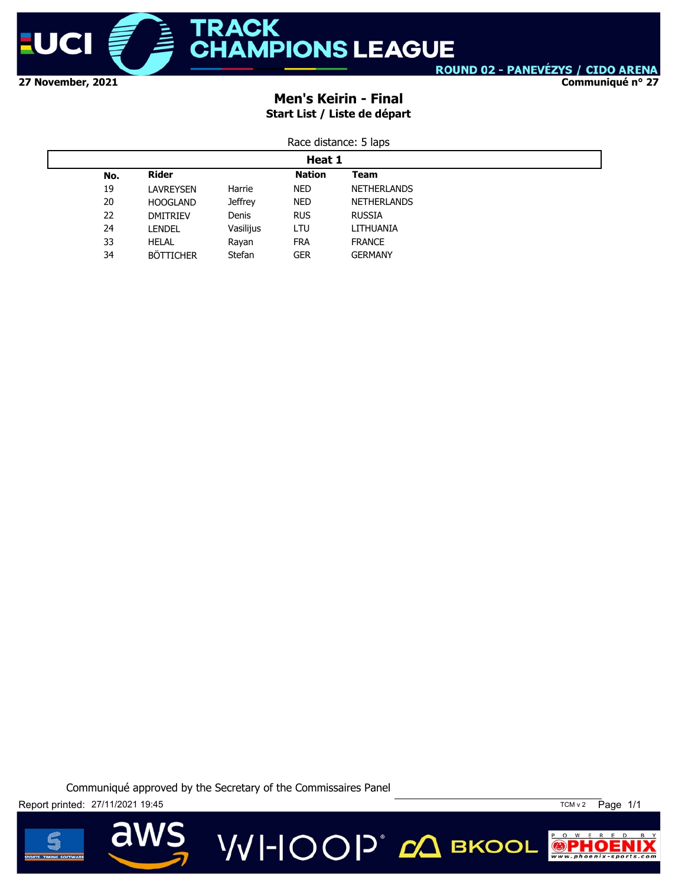ROUND 02 - PANEVĖZYS / CIDO ARENA

27 November, 2021

Communiqué n° 27

## Men's Keirin - Final

### Start List / Liste de départ

Race distance: 5 laps

**Heat 1**

| No. | Rider | | Nation | Team |
|---|---|---|---|---|
| 19 | LAVREYSEN | Harrie | NED | NETHERLANDS |
| 20 | HOOGLAND | Jeffrey | NED | NETHERLANDS |
| 22 | DMITRIEV | Denis | RUS | RUSSIA |
| 24 | LENDEL | Vasilijus | LTU | LITHUANIA |
| 33 | HELAL | Rayan | FRA | FRANCE |
| 34 | BÖTTICHER | Stefan | GER | GERMANY |

Communiqué approved by the Secretary of the Commissaires Panel

Report printed: 27/11/2021 19:45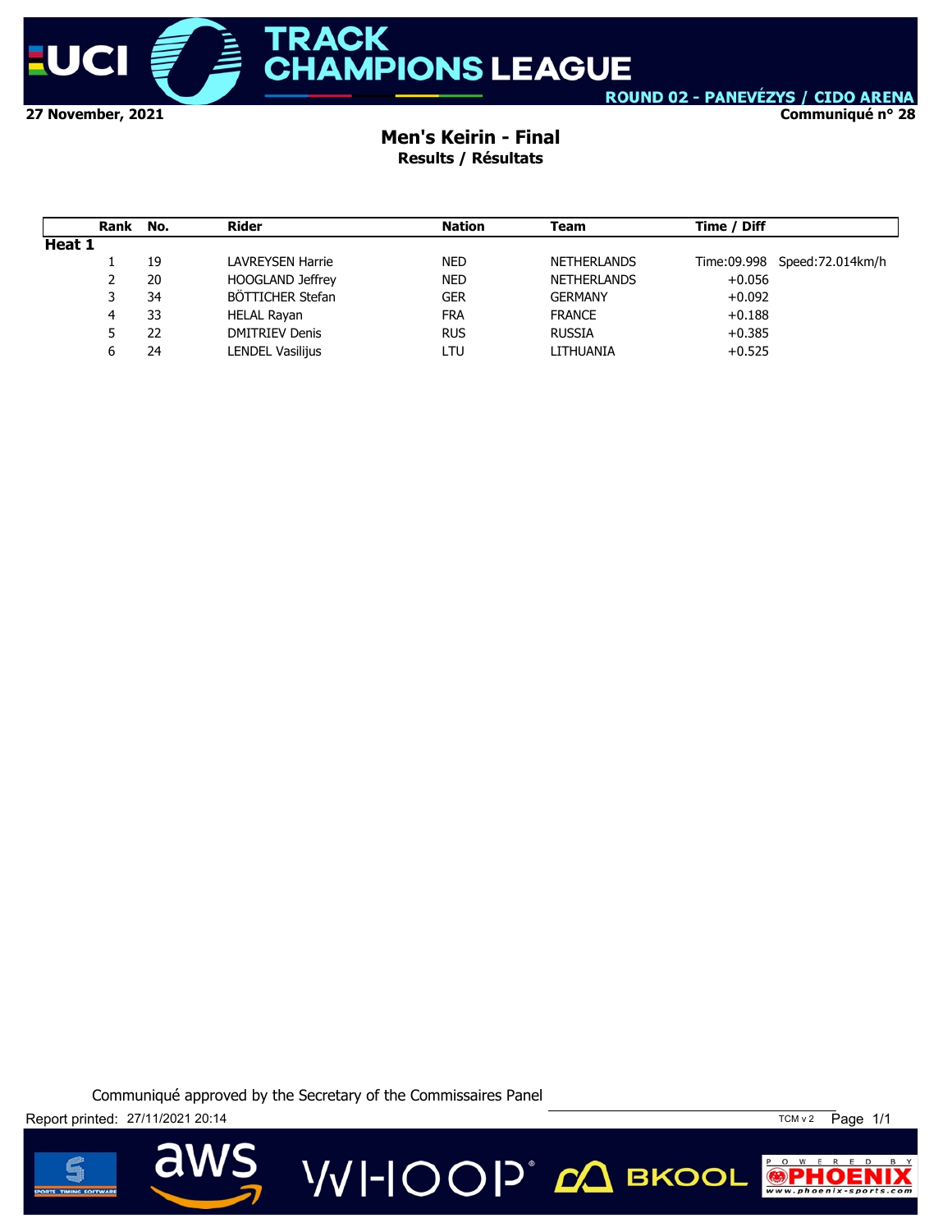27 November, 2021

Communiqué n° 28

# Men's Keirin - Final

## Results / Résultats

| Rank | No. | Rider | Nation | Team | Time / Diff | |
|---|---|---|---|---|---|---|
| **Heat 1** | | | | | | |
| 1 | 19 | LAVREYSEN Harrie | NED | NETHERLANDS | Time:09.998 | Speed:72.014km/h |
| 2 | 20 | HOOGLAND Jeffrey | NED | NETHERLANDS | +0.056 | |
| 3 | 34 | BÖTTICHER Stefan | GER | GERMANY | +0.092 | |
| 4 | 33 | HELAL Rayan | FRA | FRANCE | +0.188 | |
| 5 | 22 | DMITRIEV Denis | RUS | RUSSIA | +0.385 | |
| 6 | 24 | LENDEL Vasilijus | LTU | LITHUANIA | +0.525 | |

Communiqué approved by the Secretary of the Commissaires Panel

Report printed: 27/11/2021 20:14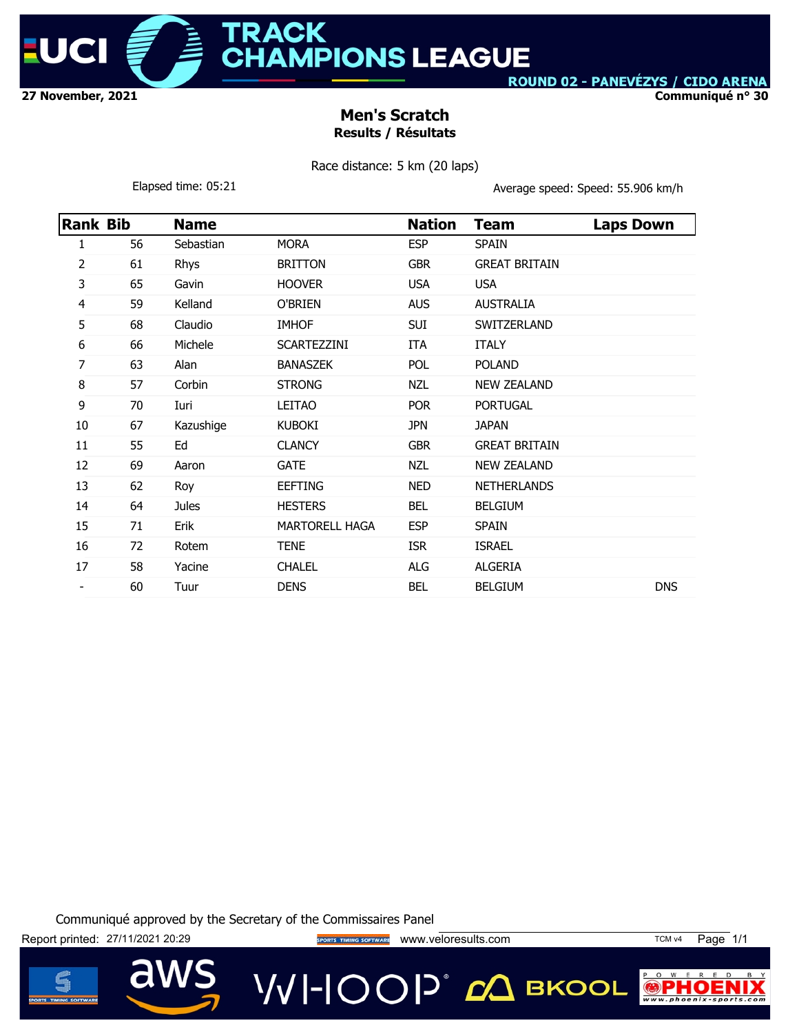UCI TRACK CHAMPIONS LEAGUE

ROUND 02 - PANEVĖZYS / CIDO ARENA

27 November, 2021

Communiqué n° 30

## Men's Scratch

### Results / Résultats

Race distance: 5 km (20 laps)

Elapsed time: 05:21

Average speed: Speed: 55.906 km/h

| Rank | Bib | Name | | Nation | Team | Laps Down |
|---|---|---|---|---|---|---|
| 1 | 56 | Sebastian | MORA | ESP | SPAIN | |
| 2 | 61 | Rhys | BRITTON | GBR | GREAT BRITAIN | |
| 3 | 65 | Gavin | HOOVER | USA | USA | |
| 4 | 59 | Kelland | O'BRIEN | AUS | AUSTRALIA | |
| 5 | 68 | Claudio | IMHOF | SUI | SWITZERLAND | |
| 6 | 66 | Michele | SCARTEZZINI | ITA | ITALY | |
| 7 | 63 | Alan | BANASZEK | POL | POLAND | |
| 8 | 57 | Corbin | STRONG | NZL | NEW ZEALAND | |
| 9 | 70 | Iuri | LEITAO | POR | PORTUGAL | |
| 10 | 67 | Kazushige | KUBOKI | JPN | JAPAN | |
| 11 | 55 | Ed | CLANCY | GBR | GREAT BRITAIN | |
| 12 | 69 | Aaron | GATE | NZL | NEW ZEALAND | |
| 13 | 62 | Roy | EEFTING | NED | NETHERLANDS | |
| 14 | 64 | Jules | HESTERS | BEL | BELGIUM | |
| 15 | 71 | Erik | MARTORELL HAGA | ESP | SPAIN | |
| 16 | 72 | Rotem | TENE | ISR | ISRAEL | |
| 17 | 58 | Yacine | CHALEL | ALG | ALGERIA | |
| - | 60 | Tuur | DENS | BEL | BELGIUM | DNS |

Communiqué approved by the Secretary of the Commissaires Panel

Report printed: 27/11/2021 20:29

www.veloresults.com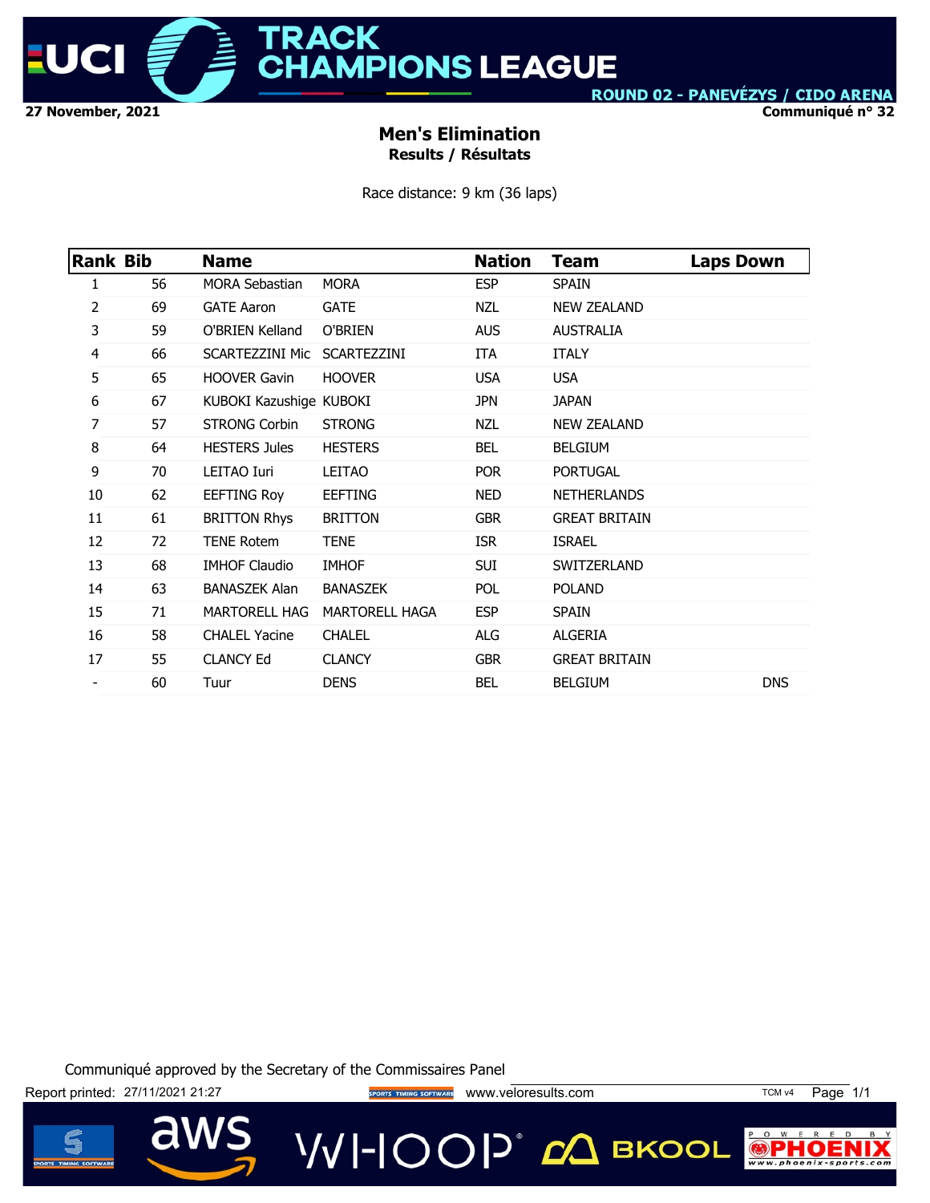27 November, 2021

ROUND 02 - PANEVĖZYS / CIDO ARENA

Communiqué n° 32

# Men's Elimination

## Results / Résultats

Race distance: 9 km (36 laps)

| Rank | Bib | Name | | Nation | Team | Laps Down |
|---|---|---|---|---|---|---|
| 1 | 56 | MORA Sebastian | MORA | ESP | SPAIN | |
| 2 | 69 | GATE Aaron | GATE | NZL | NEW ZEALAND | |
| 3 | 59 | O'BRIEN Kelland | O'BRIEN | AUS | AUSTRALIA | |
| 4 | 66 | SCARTEZZINI Mic | SCARTEZZINI | ITA | ITALY | |
| 5 | 65 | HOOVER Gavin | HOOVER | USA | USA | |
| 6 | 67 | KUBOKI Kazushige | KUBOKI | JPN | JAPAN | |
| 7 | 57 | STRONG Corbin | STRONG | NZL | NEW ZEALAND | |
| 8 | 64 | HESTERS Jules | HESTERS | BEL | BELGIUM | |
| 9 | 70 | LEITAO Iuri | LEITAO | POR | PORTUGAL | |
| 10 | 62 | EEFTING Roy | EEFTING | NED | NETHERLANDS | |
| 11 | 61 | BRITTON Rhys | BRITTON | GBR | GREAT BRITAIN | |
| 12 | 72 | TENE Rotem | TENE | ISR | ISRAEL | |
| 13 | 68 | IMHOF Claudio | IMHOF | SUI | SWITZERLAND | |
| 14 | 63 | BANASZEK Alan | BANASZEK | POL | POLAND | |
| 15 | 71 | MARTORELL HAG | MARTORELL HAGA | ESP | SPAIN | |
| 16 | 58 | CHALEL Yacine | CHALEL | ALG | ALGERIA | |
| 17 | 55 | CLANCY Ed | CLANCY | GBR | GREAT BRITAIN | |
| - | 60 | Tuur | DENS | BEL | BELGIUM | DNS |

Communiqué approved by the Secretary of the Commissaires Panel

Report printed: 27/11/2021 21:27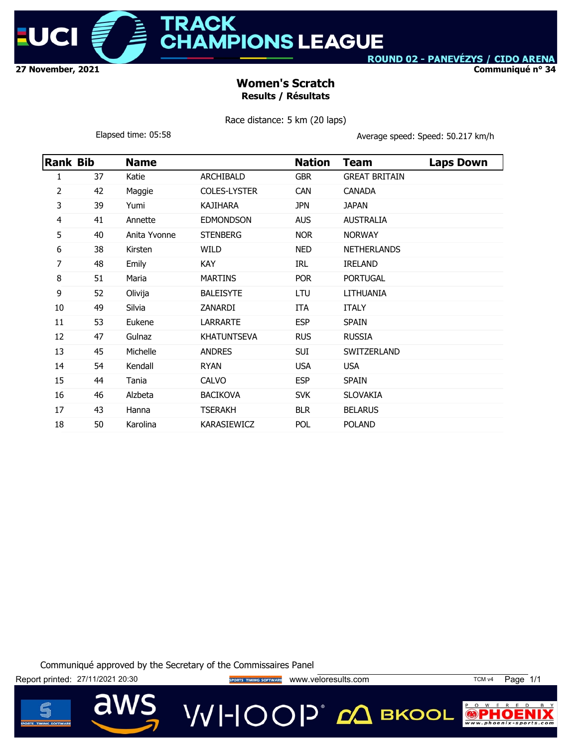27 November, 2021

ROUND 02 - PANEVĖZYS / CIDO ARENA

Communiqué n° 34

# Women's Scratch

## Results / Résultats

Race distance: 5 km (20 laps)

Elapsed time: 05:58

Average speed: Speed: 50.217 km/h

| Rank | Bib | Name | | Nation | Team | Laps Down |
|---|---|---|---|---|---|---|
| 1 | 37 | Katie | ARCHIBALD | GBR | GREAT BRITAIN | |
| 2 | 42 | Maggie | COLES-LYSTER | CAN | CANADA | |
| 3 | 39 | Yumi | KAJIHARA | JPN | JAPAN | |
| 4 | 41 | Annette | EDMONDSON | AUS | AUSTRALIA | |
| 5 | 40 | Anita Yvonne | STENBERG | NOR | NORWAY | |
| 6 | 38 | Kirsten | WILD | NED | NETHERLANDS | |
| 7 | 48 | Emily | KAY | IRL | IRELAND | |
| 8 | 51 | Maria | MARTINS | POR | PORTUGAL | |
| 9 | 52 | Olivija | BALEISYTE | LTU | LITHUANIA | |
| 10 | 49 | Silvia | ZANARDI | ITA | ITALY | |
| 11 | 53 | Eukene | LARRARTE | ESP | SPAIN | |
| 12 | 47 | Gulnaz | KHATUNTSEVA | RUS | RUSSIA | |
| 13 | 45 | Michelle | ANDRES | SUI | SWITZERLAND | |
| 14 | 54 | Kendall | RYAN | USA | USA | |
| 15 | 44 | Tania | CALVO | ESP | SPAIN | |
| 16 | 46 | Alzbeta | BACIKOVA | SVK | SLOVAKIA | |
| 17 | 43 | Hanna | TSERAKH | BLR | BELARUS | |
| 18 | 50 | Karolina | KARASIEWICZ | POL | POLAND | |

Communiqué approved by the Secretary of the Commissaires Panel

Report printed: 27/11/2021 20:30

www.veloresults.com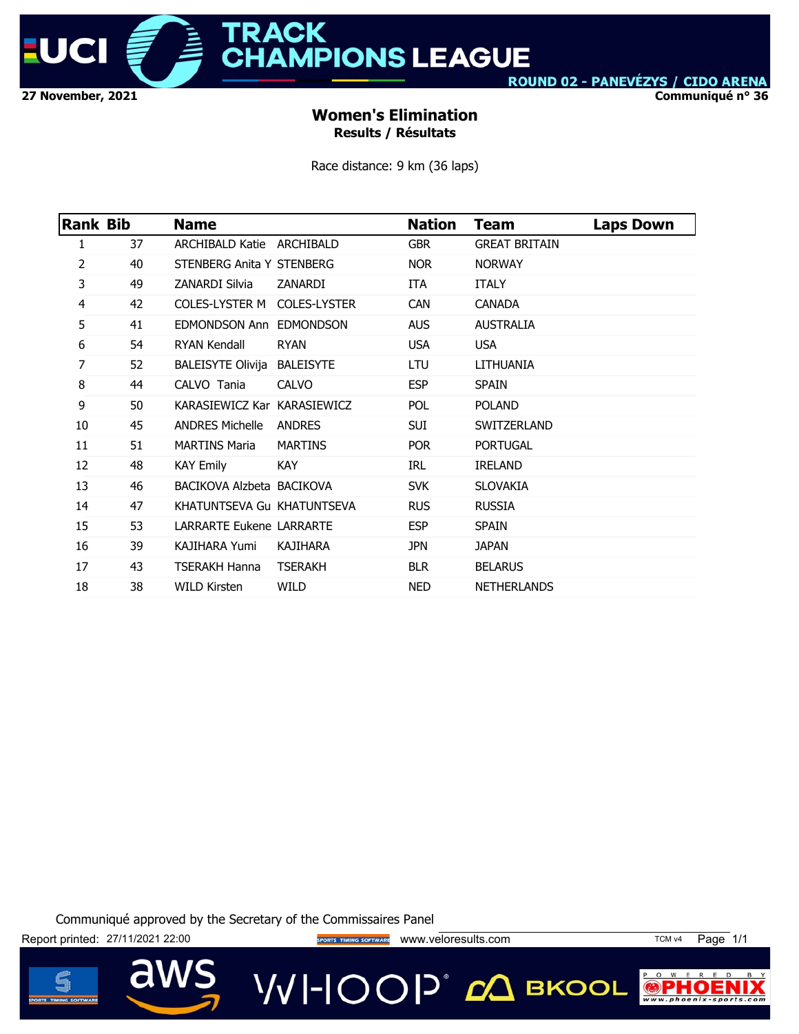27 November, 2021

Communiqué n° 36

ROUND 02 - PANEVĖZYS / CIDO ARENA

## Women's Elimination

**Results / Résultats**

Race distance: 9 km (36 laps)

| Rank | Bib | Name | | Nation | Team | Laps Down |
|---|---|---|---|---|---|---|
| 1 | 37 | ARCHIBALD Katie | ARCHIBALD | GBR | GREAT BRITAIN | |
| 2 | 40 | STENBERG Anita Y | STENBERG | NOR | NORWAY | |
| 3 | 49 | ZANARDI Silvia | ZANARDI | ITA | ITALY | |
| 4 | 42 | COLES-LYSTER M | COLES-LYSTER | CAN | CANADA | |
| 5 | 41 | EDMONDSON Ann | EDMONDSON | AUS | AUSTRALIA | |
| 6 | 54 | RYAN Kendall | RYAN | USA | USA | |
| 7 | 52 | BALEISYTE Olivija | BALEISYTE | LTU | LITHUANIA | |
| 8 | 44 | CALVO Tania | CALVO | ESP | SPAIN | |
| 9 | 50 | KARASIEWICZ Kar | KARASIEWICZ | POL | POLAND | |
| 10 | 45 | ANDRES Michelle | ANDRES | SUI | SWITZERLAND | |
| 11 | 51 | MARTINS Maria | MARTINS | POR | PORTUGAL | |
| 12 | 48 | KAY Emily | KAY | IRL | IRELAND | |
| 13 | 46 | BACIKOVA Alzbeta | BACIKOVA | SVK | SLOVAKIA | |
| 14 | 47 | KHATUNTSEVA Gu | KHATUNTSEVA | RUS | RUSSIA | |
| 15 | 53 | LARRARTE Eukene | LARRARTE | ESP | SPAIN | |
| 16 | 39 | KAJIHARA Yumi | KAJIHARA | JPN | JAPAN | |
| 17 | 43 | TSERAKH Hanna | TSERAKH | BLR | BELARUS | |
| 18 | 38 | WILD Kirsten | WILD | NED | NETHERLANDS | |

Communiqué approved by the Secretary of the Commissaires Panel

Report printed: 27/11/2021 22:00

www.veloresults.com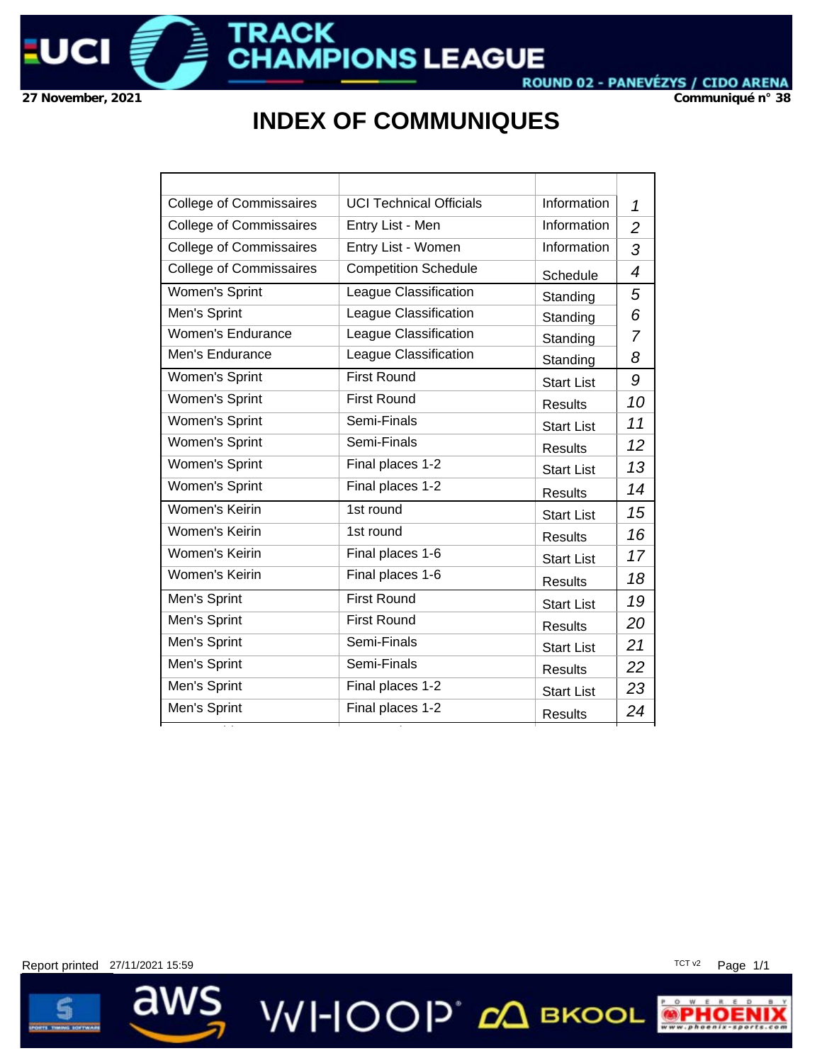27 November, 2021

Communiqué n° 38

# INDEX OF COMMUNIQUES

| | | | |
|---|---|---|---|
| College of Commissaires | UCI Technical Officials | Information | *1* |
| College of Commissaires | Entry List - Men | Information | *2* |
| College of Commissaires | Entry List - Women | Information | *3* |
| College of Commissaires | Competition Schedule | Schedule | *4* |
| Women's Sprint | League Classification | Standing | *5* |
| Men's Sprint | League Classification | Standing | *6* |
| Women's Endurance | League Classification | Standing | *7* |
| Men's Endurance | League Classification | Standing | *8* |
| Women's Sprint | First Round | Start List | *9* |
| Women's Sprint | First Round | Results | *10* |
| Women's Sprint | Semi-Finals | Start List | *11* |
| Women's Sprint | Semi-Finals | Results | *12* |
| Women's Sprint | Final places 1-2 | Start List | *13* |
| Women's Sprint | Final places 1-2 | Results | *14* |
| Women's Keirin | 1st round | Start List | *15* |
| Women's Keirin | 1st round | Results | *16* |
| Women's Keirin | Final places 1-6 | Start List | *17* |
| Women's Keirin | Final places 1-6 | Results | *18* |
| Men's Sprint | First Round | Start List | *19* |
| Men's Sprint | First Round | Results | *20* |
| Men's Sprint | Semi-Finals | Start List | *21* |
| Men's Sprint | Semi-Finals | Results | *22* |
| Men's Sprint | Final places 1-2 | Start List | *23* |
| Men's Sprint | Final places 1-2 | Results | *24* |

Report printed 27/11/2021 15:59